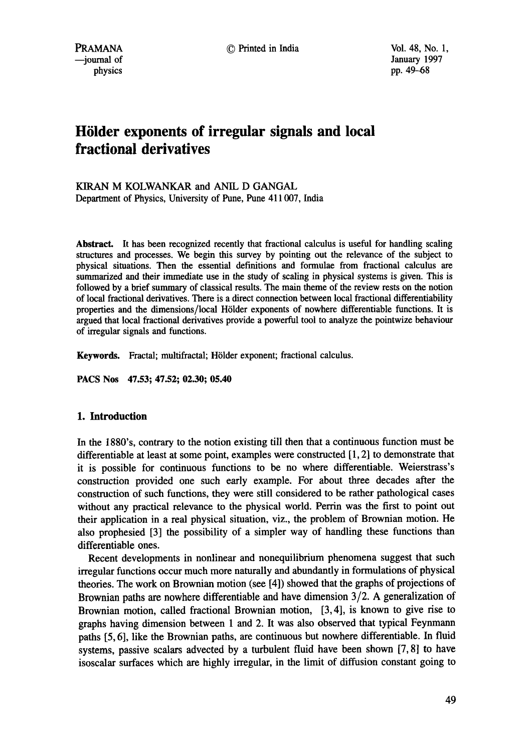# Hölder exponents of irregular signals and local fractional derivatives

KIRAN M KOLWANKAR and ANIL D GANGAL
Department of Physics, University of Pune, Pune 411 007, India

**Abstract.** It has been recognized recently that fractional calculus is useful for handling scaling structures and processes. We begin this survey by pointing out the relevance of the subject to physical situations. Then the essential definitions and formulae from fractional calculus are summarized and their immediate use in the study of scaling in physical systems is given. This is followed by a brief summary of classical results. The main theme of the review rests on the notion of local fractional derivatives. There is a direct connection between local fractional differentiability properties and the dimensions/local Hölder exponents of nowhere differentiable functions. It is argued that local fractional derivatives provide a powerful tool to analyze the pointwize behaviour of irregular signals and functions.

**Keywords.** Fractal; multifractal; Hölder exponent; fractional calculus.

**PACS Nos** 47.53; 47.52; 02.30; 05.40

## 1. Introduction

In the 1880's, contrary to the notion existing till then that a continuous function must be differentiable at least at some point, examples were constructed [1, 2] to demonstrate that it is possible for continuous functions to be no where differentiable. Weierstrass's construction provided one such early example. For about three decades after the construction of such functions, they were still considered to be rather pathological cases without any practical relevance to the physical world. Perrin was the first to point out their application in a real physical situation, viz., the problem of Brownian motion. He also prophesied [3] the possibility of a simpler way of handling these functions than differentiable ones.

Recent developments in nonlinear and nonequilibrium phenomena suggest that such irregular functions occur much more naturally and abundantly in formulations of physical theories. The work on Brownian motion (see [4]) showed that the graphs of projections of Brownian paths are nowhere differentiable and have dimension $3/2$. A generalization of Brownian motion, called fractional Brownian motion, [3, 4], is known to give rise to graphs having dimension between 1 and 2. It was also observed that typical Feynmann paths [5, 6], like the Brownian paths, are continuous but nowhere differentiable. In fluid systems, passive scalars advected by a turbulent fluid have been shown [7, 8] to have isoscalar surfaces which are highly irregular, in the limit of diffusion constant going to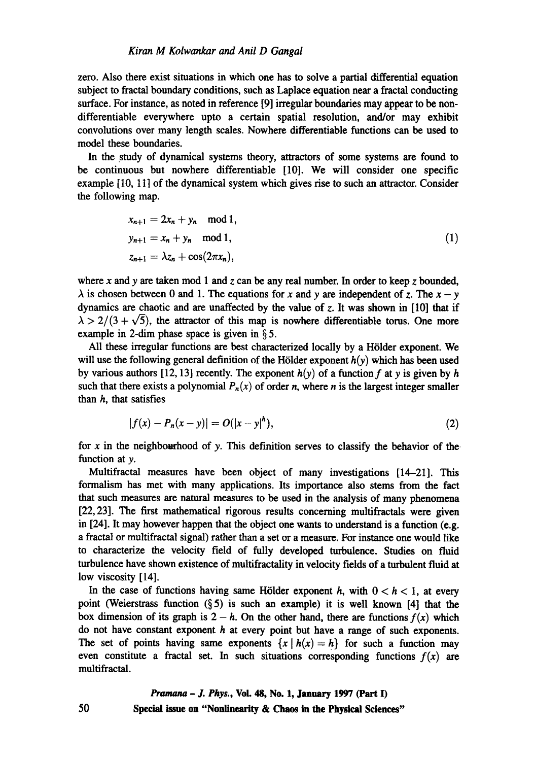zero. Also there exist situations in which one has to solve a partial differential equation subject to fractal boundary conditions, such as Laplace equation near a fractal conducting surface. For instance, as noted in reference [9] irregular boundaries may appear to be non-differentiable everywhere upto a certain spatial resolution, and/or may exhibit convolutions over many length scales. Nowhere differentiable functions can be used to model these boundaries.

In the study of dynamical systems theory, attractors of some systems are found to be continuous but nowhere differentiable [10]. We will consider one specific example [10, 11] of the dynamical system which gives rise to such an attractor. Consider the following map.

$$\begin{aligned} x_{n+1} &= 2x_n + y_n \mod 1, \\ y_{n+1} &= x_n + y_n \mod 1, \\ z_{n+1} &= \lambda z_n + \cos(2\pi x_n), \end{aligned} \tag{1}$$

where $x$ and $y$ are taken mod 1 and $z$ can be any real number. In order to keep $z$ bounded, $\lambda$ is chosen between 0 and 1. The equations for $x$ and $y$ are independent of $z$. The $x-y$ dynamics are chaotic and are unaffected by the value of $z$. It was shown in [10] that if $\lambda > 2/(3+\sqrt{5})$, the attractor of this map is nowhere differentiable torus. One more example in 2-dim phase space is given in § 5.

All these irregular functions are best characterized locally by a Hölder exponent. We will use the following general definition of the Hölder exponent $h(y)$ which has been used by various authors [12, 13] recently. The exponent $h(y)$ of a function $f$ at $y$ is given by $h$ such that there exists a polynomial $P_n(x)$ of order $n$, where $n$ is the largest integer smaller than $h$, that satisfies

$$|f(x) - P_n(x-y)| = O(|x-y|^h), \tag{2}$$

for $x$ in the neighbourhood of $y$. This definition serves to classify the behavior of the function at $y$.

Multifractal measures have been object of many investigations [14–21]. This formalism has met with many applications. Its importance also stems from the fact that such measures are natural measures to be used in the analysis of many phenomena [22, 23]. The first mathematical rigorous results concerning multifractals were given in [24]. It may however happen that the object one wants to understand is a function (e.g. a fractal or multifractal signal) rather than a set or a measure. For instance one would like to characterize the velocity field of fully developed turbulence. Studies on fluid turbulence have shown existence of multifractality in velocity fields of a turbulent fluid at low viscosity [14].

In the case of functions having same Hölder exponent $h$, with $0 < h < 1$, at every point (Weierstrass function (§ 5) is such an example) it is well known [4] that the box dimension of its graph is $2 - h$. On the other hand, there are functions $f(x)$ which do not have constant exponent $h$ at every point but have a range of such exponents. The set of points having same exponents $\{x \mid h(x) = h\}$ for such a function may even constitute a fractal set. In such situations corresponding functions $f(x)$ are multifractal.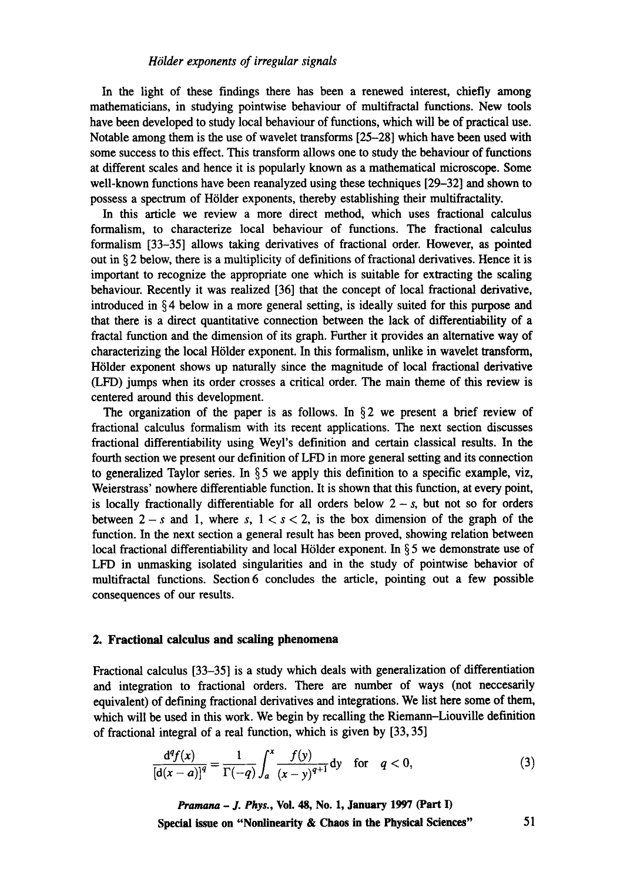In the light of these findings there has been a renewed interest, chiefly among mathematicians, in studying pointwise behaviour of multifractal functions. New tools have been developed to study local behaviour of functions, which will be of practical use. Notable among them is the use of wavelet transforms [25–28] which have been used with some success to this effect. This transform allows one to study the behaviour of functions at different scales and hence it is popularly known as a mathematical microscope. Some well-known functions have been reanalyzed using these techniques [29–32] and shown to possess a spectrum of Hölder exponents, thereby establishing their multifractality.

In this article we review a more direct method, which uses fractional calculus formalism, to characterize local behaviour of functions. The fractional calculus formalism [33–35] allows taking derivatives of fractional order. However, as pointed out in § 2 below, there is a multiplicity of definitions of fractional derivatives. Hence it is important to recognize the appropriate one which is suitable for extracting the scaling behaviour. Recently it was realized [36] that the concept of local fractional derivative, introduced in § 4 below in a more general setting, is ideally suited for this purpose and that there is a direct quantitative connection between the lack of differentiability of a fractal function and the dimension of its graph. Further it provides an alternative way of characterizing the local Hölder exponent. In this formalism, unlike in wavelet transform, Hölder exponent shows up naturally since the magnitude of local fractional derivative (LFD) jumps when its order crosses a critical order. The main theme of this review is centered around this development.

The organization of the paper is as follows. In § 2 we present a brief review of fractional calculus formalism with its recent applications. The next section discusses fractional differentiability using Weyl's definition and certain classical results. In the fourth section we present our definition of LFD in more general setting and its connection to generalized Taylor series. In § 5 we apply this definition to a specific example, viz, Weierstrass' nowhere differentiable function. It is shown that this function, at every point, is locally fractionally differentiable for all orders below $2 - s$, but not so for orders between $2 - s$ and 1, where $s$, $1 < s < 2$, is the box dimension of the graph of the function. In the next section a general result has been proved, showing relation between local fractional differentiability and local Hölder exponent. In § 5 we demonstrate use of LFD in unmasking isolated singularities and in the study of pointwise behavior of multifractal functions. Section 6 concludes the article, pointing out a few possible consequences of our results.

## 2. Fractional calculus and scaling phenomena

Fractional calculus [33–35] is a study which deals with generalization of differentiation and integration to fractional orders. There are number of ways (not neccesarily equivalent) of defining fractional derivatives and integrations. We list here some of them, which will be used in this work. We begin by recalling the Riemann–Liouville definition of fractional integral of a real function, which is given by [33, 35]

$$\frac{d^q f(x)}{[d(x-a)]^q} = \frac{1}{\Gamma(-q)} \int_a^x \frac{f(y)}{(x-y)^{q+1}} dy \quad \text{for} \quad q < 0, \tag{3}$$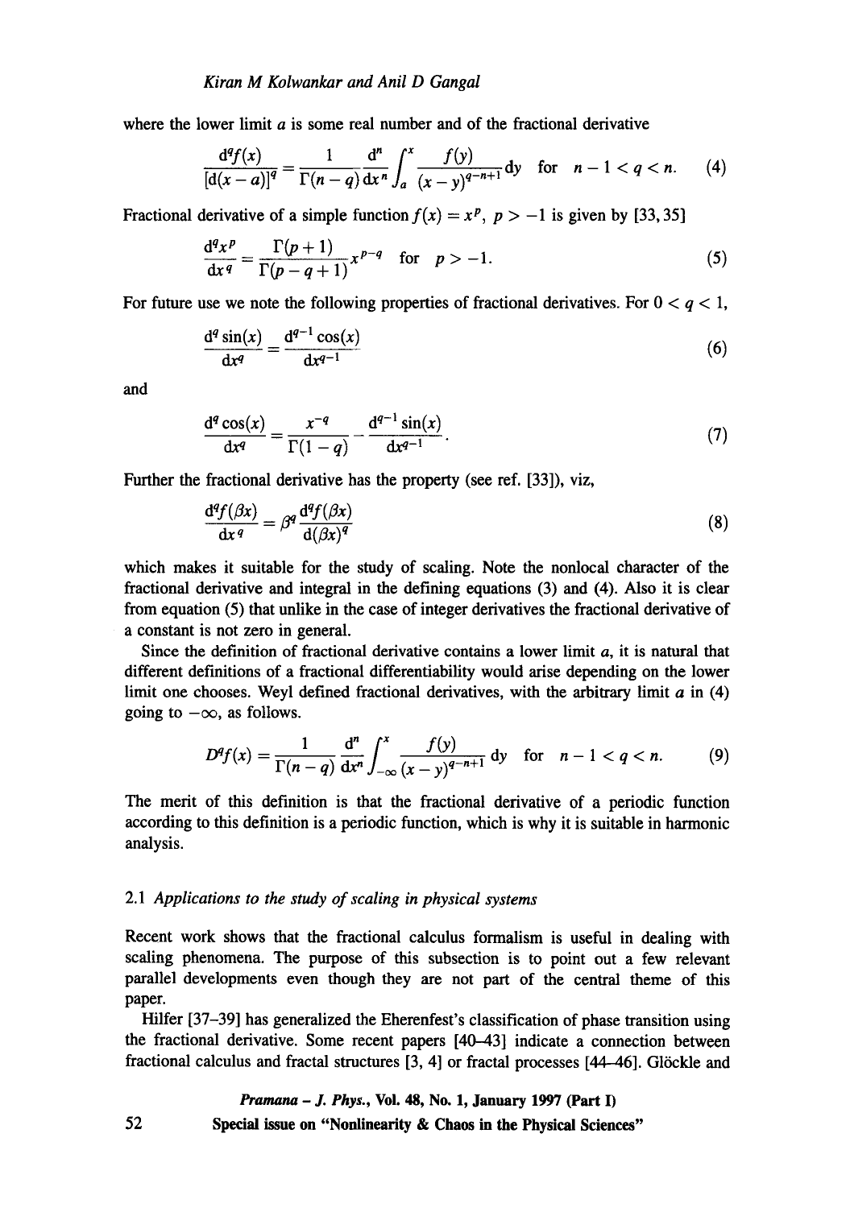where the lower limit $a$ is some real number and of the fractional derivative

$$\frac{d^q f(x)}{[d(x-a)]^q} = \frac{1}{\Gamma(n-q)} \frac{d^n}{dx^n} \int_a^x \frac{f(y)}{(x-y)^{q-n+1}} dy \quad \text{for} \quad n-1 < q < n. \tag{4}$$

Fractional derivative of a simple function $f(x) = x^p$, $p > -1$ is given by [33, 35]

$$\frac{d^q x^p}{dx^q} = \frac{\Gamma(p+1)}{\Gamma(p-q+1)} x^{p-q} \quad \text{for} \quad p > -1. \tag{5}$$

For future use we note the following properties of fractional derivatives. For $0 < q < 1$,

$$\frac{d^q \sin(x)}{dx^q} = \frac{d^{q-1} \cos(x)}{dx^{q-1}} \tag{6}$$

and

$$\frac{d^q \cos(x)}{dx^q} = \frac{x^{-q}}{\Gamma(1-q)} - \frac{d^{q-1} \sin(x)}{dx^{q-1}}. \tag{7}$$

Further the fractional derivative has the property (see ref. [33]), viz,

$$\frac{d^q f(\beta x)}{dx^q} = \beta^q \frac{d^q f(\beta x)}{d(\beta x)^q} \tag{8}$$

which makes it suitable for the study of scaling. Note the nonlocal character of the fractional derivative and integral in the defining equations (3) and (4). Also it is clear from equation (5) that unlike in the case of integer derivatives the fractional derivative of a constant is not zero in general.

Since the definition of fractional derivative contains a lower limit $a$, it is natural that different definitions of a fractional differentiability would arise depending on the lower limit one chooses. Weyl defined fractional derivatives, with the arbitrary limit $a$ in (4) going to $-\infty$, as follows.

$$D^q f(x) = \frac{1}{\Gamma(n-q)} \frac{d^n}{dx^n} \int_{-\infty}^x \frac{f(y)}{(x-y)^{q-n+1}} dy \quad \text{for} \quad n-1 < q < n. \tag{9}$$

The merit of this definition is that the fractional derivative of a periodic function according to this definition is a periodic function, which is why it is suitable in harmonic analysis.

### 2.1 *Applications to the study of scaling in physical systems*

Recent work shows that the fractional calculus formalism is useful in dealing with scaling phenomena. The purpose of this subsection is to point out a few relevant parallel developments even though they are not part of the central theme of this paper.

Hilfer [37–39] has generalized the Eherenfest's classification of phase transition using the fractional derivative. Some recent papers [40–43] indicate a connection between fractional calculus and fractal structures [3, 4] or fractal processes [44–46]. Glöckle and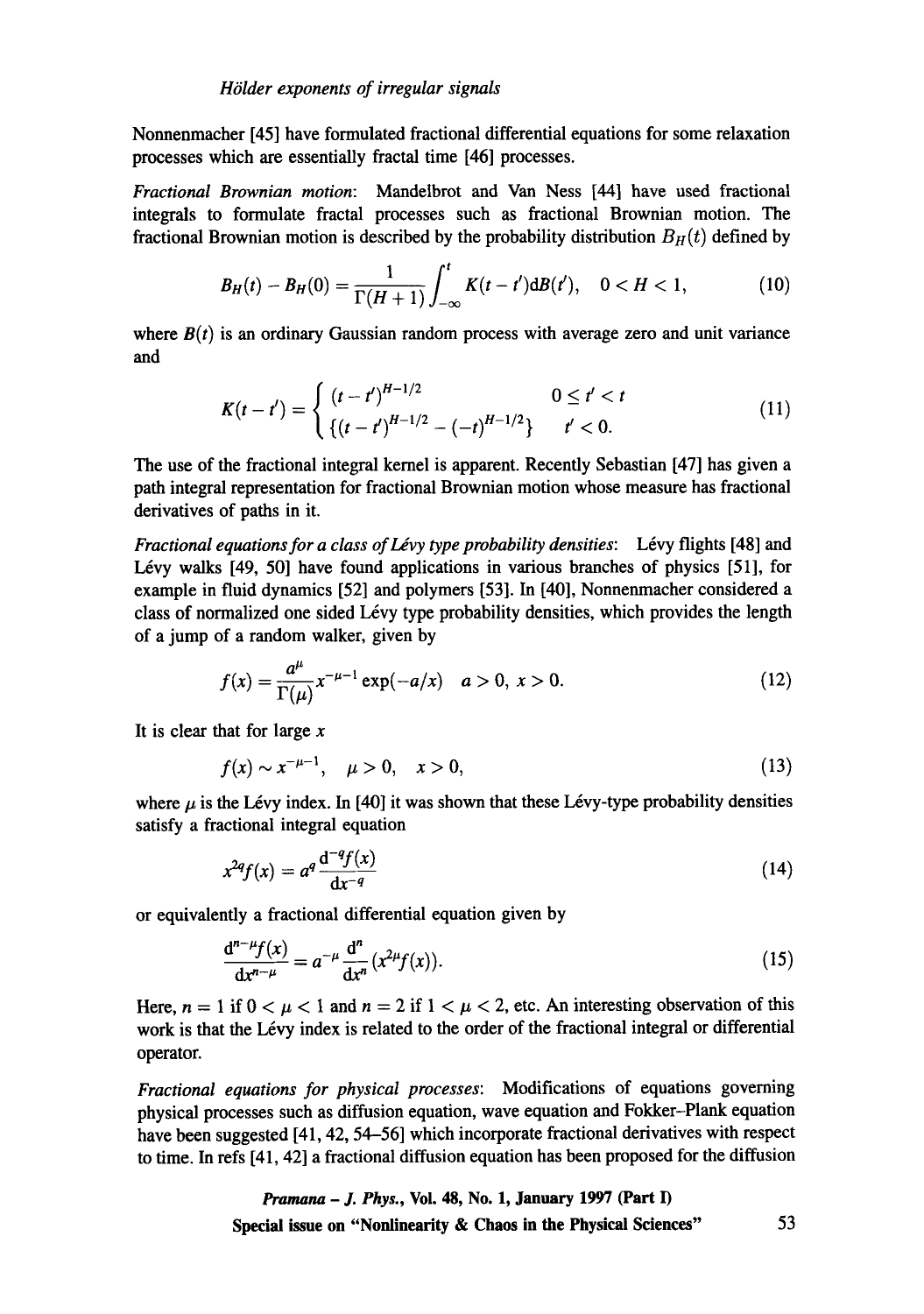Nonnenmacher [45] have formulated fractional differential equations for some relaxation processes which are essentially fractal time [46] processes.

*Fractional Brownian motion*: Mandelbrot and Van Ness [44] have used fractional integrals to formulate fractal processes such as fractional Brownian motion. The fractional Brownian motion is described by the probability distribution $B_H(t)$ defined by

$$B_H(t) - B_H(0) = \frac{1}{\Gamma(H+1)} \int_{-\infty}^{t} K(t-t')\mathrm{d}B(t'), \quad 0 < H < 1, \tag{10}$$

where $B(t)$ is an ordinary Gaussian random process with average zero and unit variance and

$$K(t-t') = \begin{cases} (t-t')^{H-1/2} & 0 \leq t' < t \\ \{(t-t')^{H-1/2} - (-t)^{H-1/2}\} & t' < 0. \end{cases} \tag{11}$$

The use of the fractional integral kernel is apparent. Recently Sebastian [47] has given a path integral representation for fractional Brownian motion whose measure has fractional derivatives of paths in it.

*Fractional equations for a class of Lévy type probability densities*: Lévy flights [48] and Lévy walks [49, 50] have found applications in various branches of physics [51], for example in fluid dynamics [52] and polymers [53]. In [40], Nonnenmacher considered a class of normalized one sided Lévy type probability densities, which provides the length of a jump of a random walker, given by

$$f(x) = \frac{a^{\mu}}{\Gamma(\mu)} x^{-\mu-1} \exp(-a/x) \quad a > 0, \; x > 0. \tag{12}$$

It is clear that for large $x$

$$f(x) \sim x^{-\mu-1}, \quad \mu > 0, \quad x > 0, \tag{13}$$

where $\mu$ is the Lévy index. In [40] it was shown that these Lévy-type probability densities satisfy a fractional integral equation

$$x^{2q} f(x) = a^q \frac{\mathrm{d}^{-q} f(x)}{\mathrm{d}x^{-q}} \tag{14}$$

or equivalently a fractional differential equation given by

$$\frac{\mathrm{d}^{n-\mu} f(x)}{\mathrm{d}x^{n-\mu}} = a^{-\mu} \frac{\mathrm{d}^n}{\mathrm{d}x^n} (x^{2\mu} f(x)). \tag{15}$$

Here, $n = 1$ if $0 < \mu < 1$ and $n = 2$ if $1 < \mu < 2$, etc. An interesting observation of this work is that the Lévy index is related to the order of the fractional integral or differential operator.

*Fractional equations for physical processes*: Modifications of equations governing physical processes such as diffusion equation, wave equation and Fokker–Plank equation have been suggested [41, 42, 54–56] which incorporate fractional derivatives with respect to time. In refs [41, 42] a fractional diffusion equation has been proposed for the diffusion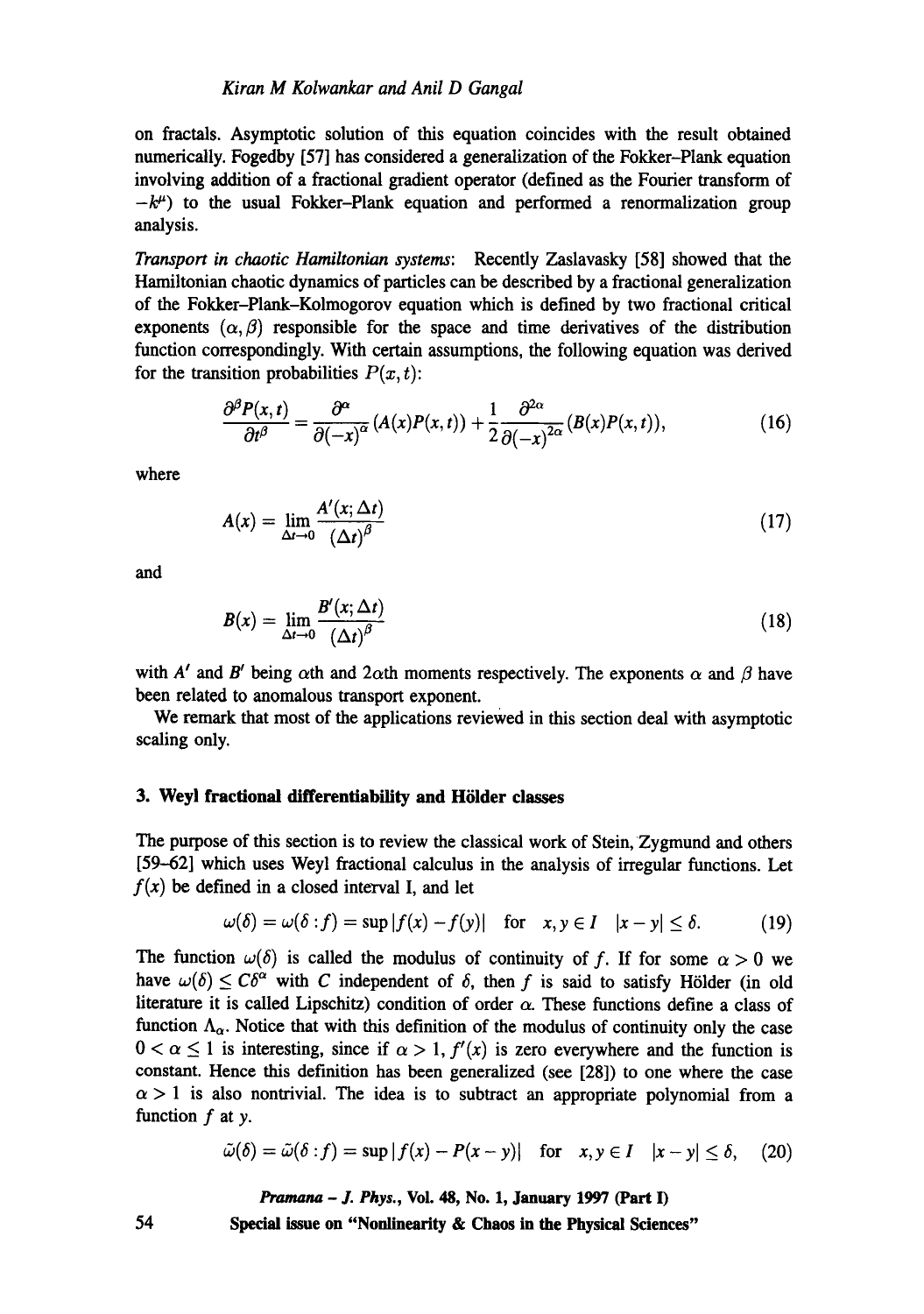on fractals. Asymptotic solution of this equation coincides with the result obtained numerically. Fogedby [57] has considered a generalization of the Fokker–Plank equation involving addition of a fractional gradient operator (defined as the Fourier transform of $-k^{\mu}$) to the usual Fokker–Plank equation and performed a renormalization group analysis.

*Transport in chaotic Hamiltonian systems*: Recently Zaslavasky [58] showed that the Hamiltonian chaotic dynamics of particles can be described by a fractional generalization of the Fokker–Plank–Kolmogorov equation which is defined by two fractional critical exponents $(\alpha, \beta)$ responsible for the space and time derivatives of the distribution function correspondingly. With certain assumptions, the following equation was derived for the transition probabilities $P(x, t)$:

$$\frac{\partial^{\beta} P(x,t)}{\partial t^{\beta}} = \frac{\partial^{\alpha}}{\partial (-x)^{\alpha}} (A(x)P(x,t)) + \frac{1}{2} \frac{\partial^{2\alpha}}{\partial (-x)^{2\alpha}} (B(x)P(x,t)), \tag{16}$$

where

$$A(x) = \lim_{\Delta t \to 0} \frac{A'(x; \Delta t)}{(\Delta t)^{\beta}} \tag{17}$$

and

$$B(x) = \lim_{\Delta t \to 0} \frac{B'(x; \Delta t)}{(\Delta t)^{\beta}} \tag{18}$$

with $A'$ and $B'$ being $\alpha$th and $2\alpha$th moments respectively. The exponents $\alpha$ and $\beta$ have been related to anomalous transport exponent.

We remark that most of the applications reviewed in this section deal with asymptotic scaling only.

## 3. Weyl fractional differentiability and Hölder classes

The purpose of this section is to review the classical work of Stein, Zygmund and others [59–62] which uses Weyl fractional calculus in the analysis of irregular functions. Let $f(x)$ be defined in a closed interval I, and let

$$\omega(\delta) = \omega(\delta : f) = \sup |f(x) - f(y)| \quad \text{for} \quad x, y \in I \quad |x - y| \leq \delta. \tag{19}$$

The function $\omega(\delta)$ is called the modulus of continuity of $f$. If for some $\alpha > 0$ we have $\omega(\delta) \leq C\delta^{\alpha}$ with $C$ independent of $\delta$, then $f$ is said to satisfy Hölder (in old literature it is called Lipschitz) condition of order $\alpha$. These functions define a class of function $\Lambda_{\alpha}$. Notice that with this definition of the modulus of continuity only the case $0 < \alpha \leq 1$ is interesting, since if $\alpha > 1$, $f'(x)$ is zero everywhere and the function is constant. Hence this definition has been generalized (see [28]) to one where the case $\alpha > 1$ is also nontrivial. The idea is to subtract an appropriate polynomial from a function $f$ at $y$.

$$\tilde{\omega}(\delta) = \tilde{\omega}(\delta : f) = \sup |f(x) - P(x - y)| \quad \text{for} \quad x, y \in I \quad |x - y| \leq \delta, \tag{20}$$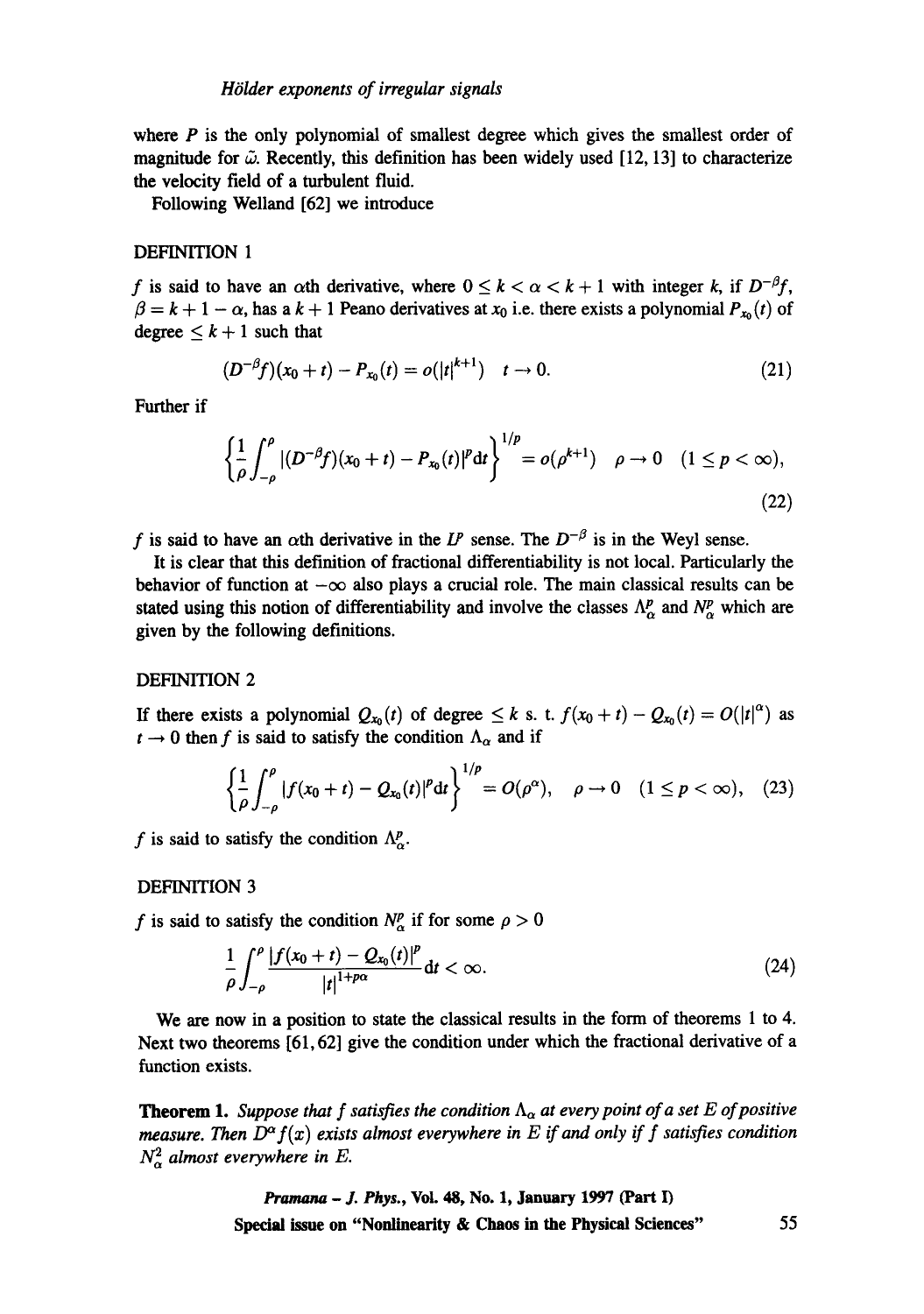where $P$ is the only polynomial of smallest degree which gives the smallest order of magnitude for $\tilde{\omega}$. Recently, this definition has been widely used [12, 13] to characterize the velocity field of a turbulent fluid.

Following Welland [62] we introduce

DEFINITION 1

$f$ is said to have an $\alpha$th derivative, where $0 \leq k < \alpha < k+1$ with integer $k$, if $D^{-\beta}f$, $\beta = k+1-\alpha$, has a $k+1$ Peano derivatives at $x_0$ i.e. there exists a polynomial $P_{x_0}(t)$ of degree $\leq k+1$ such that

$$(D^{-\beta}f)(x_0+t) - P_{x_0}(t) = o(|t|^{k+1}) \quad t \to 0. \tag{21}$$

Further if

$$\left\{ \frac{1}{\rho} \int_{-\rho}^{\rho} |(D^{-\beta}f)(x_0+t) - P_{x_0}(t)|^p \mathrm{d}t \right\}^{1/p} = o(\rho^{k+1}) \quad \rho \to 0 \quad (1 \leq p < \infty), \tag{22}$$

$f$ is said to have an $\alpha$th derivative in the $L^p$ sense. The $D^{-\beta}$ is in the Weyl sense.

It is clear that this definition of fractional differentiability is not local. Particularly the behavior of function at $-\infty$ also plays a crucial role. The main classical results can be stated using this notion of differentiability and involve the classes $\Lambda_\alpha^p$ and $N_\alpha^p$ which are given by the following definitions.

DEFINITION 2

If there exists a polynomial $Q_{x_0}(t)$ of degree $\leq k$ s. t. $f(x_0+t) - Q_{x_0}(t) = O(|t|^\alpha)$ as $t \to 0$ then $f$ is said to satisfy the condition $\Lambda_\alpha$ and if

$$\left\{ \frac{1}{\rho} \int_{-\rho}^{\rho} |f(x_0+t) - Q_{x_0}(t)|^p \mathrm{d}t \right\}^{1/p} = O(\rho^\alpha), \quad \rho \to 0 \quad (1 \leq p < \infty), \tag{23}$$

$f$ is said to satisfy the condition $\Lambda_\alpha^p$.

DEFINITION 3

$f$ is said to satisfy the condition $N_\alpha^p$ if for some $\rho > 0$

$$\frac{1}{\rho} \int_{-\rho}^{\rho} \frac{|f(x_0+t) - Q_{x_0}(t)|^p}{|t|^{1+p\alpha}} \mathrm{d}t < \infty. \tag{24}$$

We are now in a position to state the classical results in the form of theorems 1 to 4. Next two theorems [61, 62] give the condition under which the fractional derivative of a function exists.

**Theorem 1.** *Suppose that $f$ satisfies the condition $\Lambda_\alpha$ at every point of a set $E$ of positive measure. Then $D^\alpha f(x)$ exists almost everywhere in $E$ if and only if $f$ satisfies condition $N_\alpha^2$ almost everywhere in $E$.*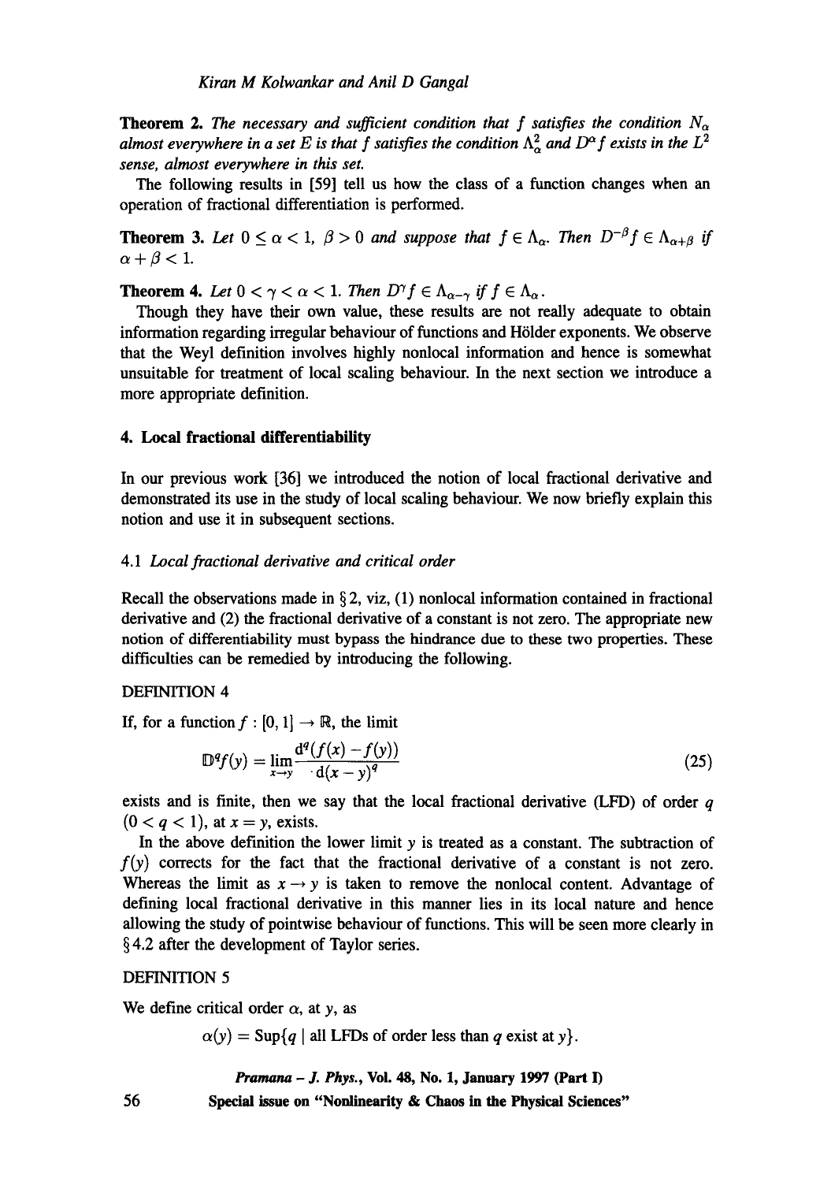**Theorem 2.** *The necessary and sufficient condition that $f$ satisfies the condition $N_\alpha$ almost everywhere in a set $E$ is that $f$ satisfies the condition $\Lambda_\alpha^2$ and $D^\alpha f$ exists in the $L^2$ sense, almost everywhere in this set.*

The following results in [59] tell us how the class of a function changes when an operation of fractional differentiation is performed.

**Theorem 3.** *Let $0 \leq \alpha < 1$, $\beta > 0$ and suppose that $f \in \Lambda_\alpha$. Then $D^{-\beta} f \in \Lambda_{\alpha+\beta}$ if $\alpha + \beta < 1$.*

**Theorem 4.** *Let $0 < \gamma < \alpha < 1$. Then $D^\gamma f \in \Lambda_{\alpha-\gamma}$ if $f \in \Lambda_\alpha$.*

Though they have their own value, these results are not really adequate to obtain information regarding irregular behaviour of functions and Hölder exponents. We observe that the Weyl definition involves highly nonlocal information and hence is somewhat unsuitable for treatment of local scaling behaviour. In the next section we introduce a more appropriate definition.

## 4. Local fractional differentiability

In our previous work [36] we introduced the notion of local fractional derivative and demonstrated its use in the study of local scaling behaviour. We now briefly explain this notion and use it in subsequent sections.

### 4.1 *Local fractional derivative and critical order*

Recall the observations made in § 2, viz, (1) nonlocal information contained in fractional derivative and (2) the fractional derivative of a constant is not zero. The appropriate new notion of differentiability must bypass the hindrance due to these two properties. These difficulties can be remedied by introducing the following.

DEFINITION 4

If, for a function $f : [0, 1] \to \mathbb{R}$, the limit

$$\mathbb{D}^q f(y) = \lim_{x \to y} \frac{\mathrm{d}^q (f(x) - f(y))}{\mathrm{d}(x - y)^q} \tag{25}$$

exists and is finite, then we say that the local fractional derivative (LFD) of order $q$ $(0 < q < 1)$, at $x = y$, exists.

In the above definition the lower limit $y$ is treated as a constant. The subtraction of $f(y)$ corrects for the fact that the fractional derivative of a constant is not zero. Whereas the limit as $x \to y$ is taken to remove the nonlocal content. Advantage of defining local fractional derivative in this manner lies in its local nature and hence allowing the study of pointwise behaviour of functions. This will be seen more clearly in § 4.2 after the development of Taylor series.

DEFINITION 5

We define critical order $\alpha$, at $y$, as

$$\alpha(y) = \mathrm{Sup}\{q \mid \text{all LFDs of order less than } q \text{ exist at } y\}.$$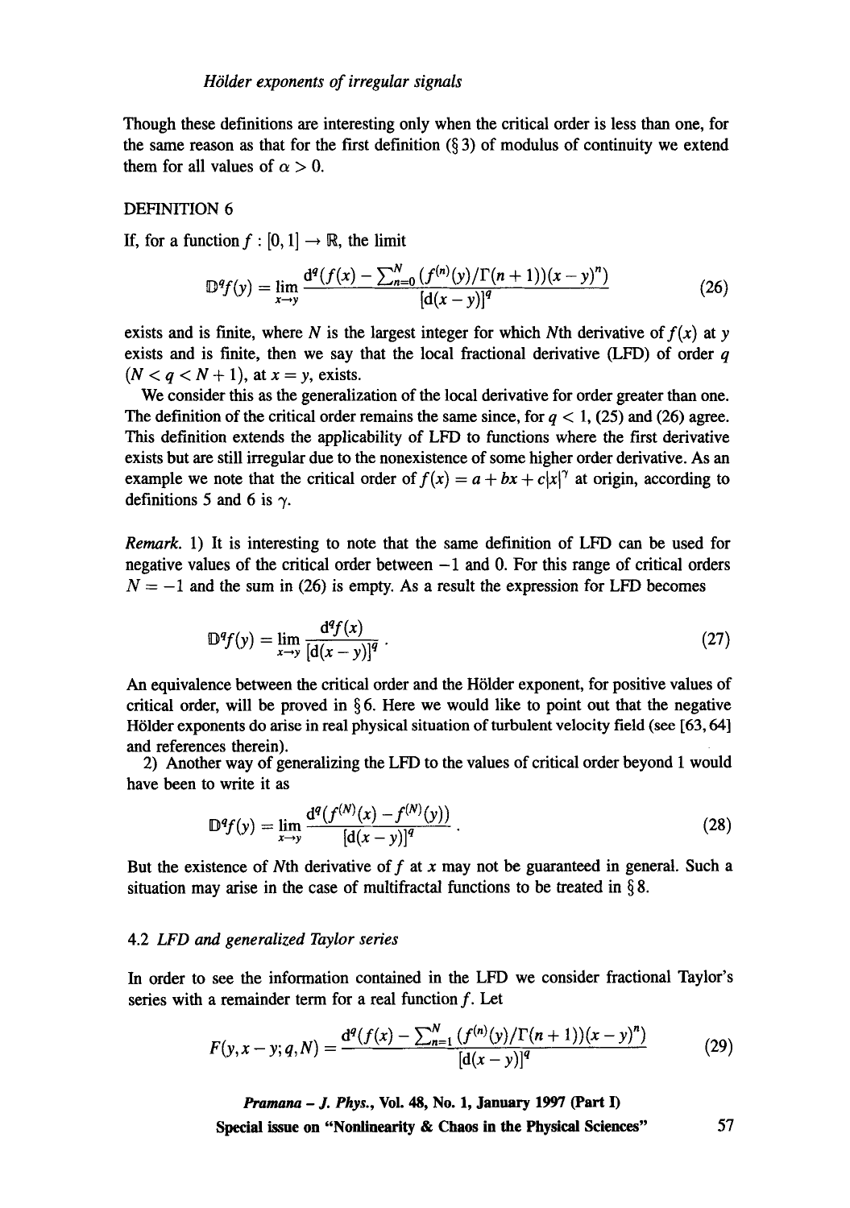Though these definitions are interesting only when the critical order is less than one, for the same reason as that for the first definition (§ 3) of modulus of continuity we extend them for all values of $\alpha > 0$.

DEFINITION 6

If, for a function $f : [0,1] \to \mathbb{R}$, the limit

$$\mathbb{D}^q f(y) = \lim_{x \to y} \frac{\mathrm{d}^q(f(x) - \sum_{n=0}^{N}(f^{(n)}(y)/\Gamma(n+1))(x-y)^n)}{[\mathrm{d}(x-y)]^q} \tag{26}$$

exists and is finite, where $N$ is the largest integer for which $N$th derivative of $f(x)$ at $y$ exists and is finite, then we say that the local fractional derivative (LFD) of order $q$ ($N < q < N+1$), at $x = y$, exists.

We consider this as the generalization of the local derivative for order greater than one. The definition of the critical order remains the same since, for $q < 1$, (25) and (26) agree. This definition extends the applicability of LFD to functions where the first derivative exists but are still irregular due to the nonexistence of some higher order derivative. As an example we note that the critical order of $f(x) = a + bx + c|x|^\gamma$ at origin, according to definitions 5 and 6 is $\gamma$.

*Remark.* 1) It is interesting to note that the same definition of LFD can be used for negative values of the critical order between $-1$ and $0$. For this range of critical orders $N = -1$ and the sum in (26) is empty. As a result the expression for LFD becomes

$$\mathbb{D}^q f(y) = \lim_{x \to y} \frac{\mathrm{d}^q f(x)}{[\mathrm{d}(x-y)]^q} \,. \tag{27}$$

An equivalence between the critical order and the Hölder exponent, for positive values of critical order, will be proved in § 6. Here we would like to point out that the negative Hölder exponents do arise in real physical situation of turbulent velocity field (see [63, 64] and references therein).

2) Another way of generalizing the LFD to the values of critical order beyond 1 would have been to write it as

$$\mathbb{D}^q f(y) = \lim_{x \to y} \frac{\mathrm{d}^q(f^{(N)}(x) - f^{(N)}(y))}{[\mathrm{d}(x-y)]^q} \,. \tag{28}$$

But the existence of $N$th derivative of $f$ at $x$ may not be guaranteed in general. Such a situation may arise in the case of multifractal functions to be treated in § 8.

### 4.2 *LFD and generalized Taylor series*

In order to see the information contained in the LFD we consider fractional Taylor's series with a remainder term for a real function $f$. Let

$$F(y, x-y; q, N) = \frac{\mathrm{d}^q(f(x) - \sum_{n=1}^{N}(f^{(n)}(y)/\Gamma(n+1))(x-y)^n)}{[\mathrm{d}(x-y)]^q} \tag{29}$$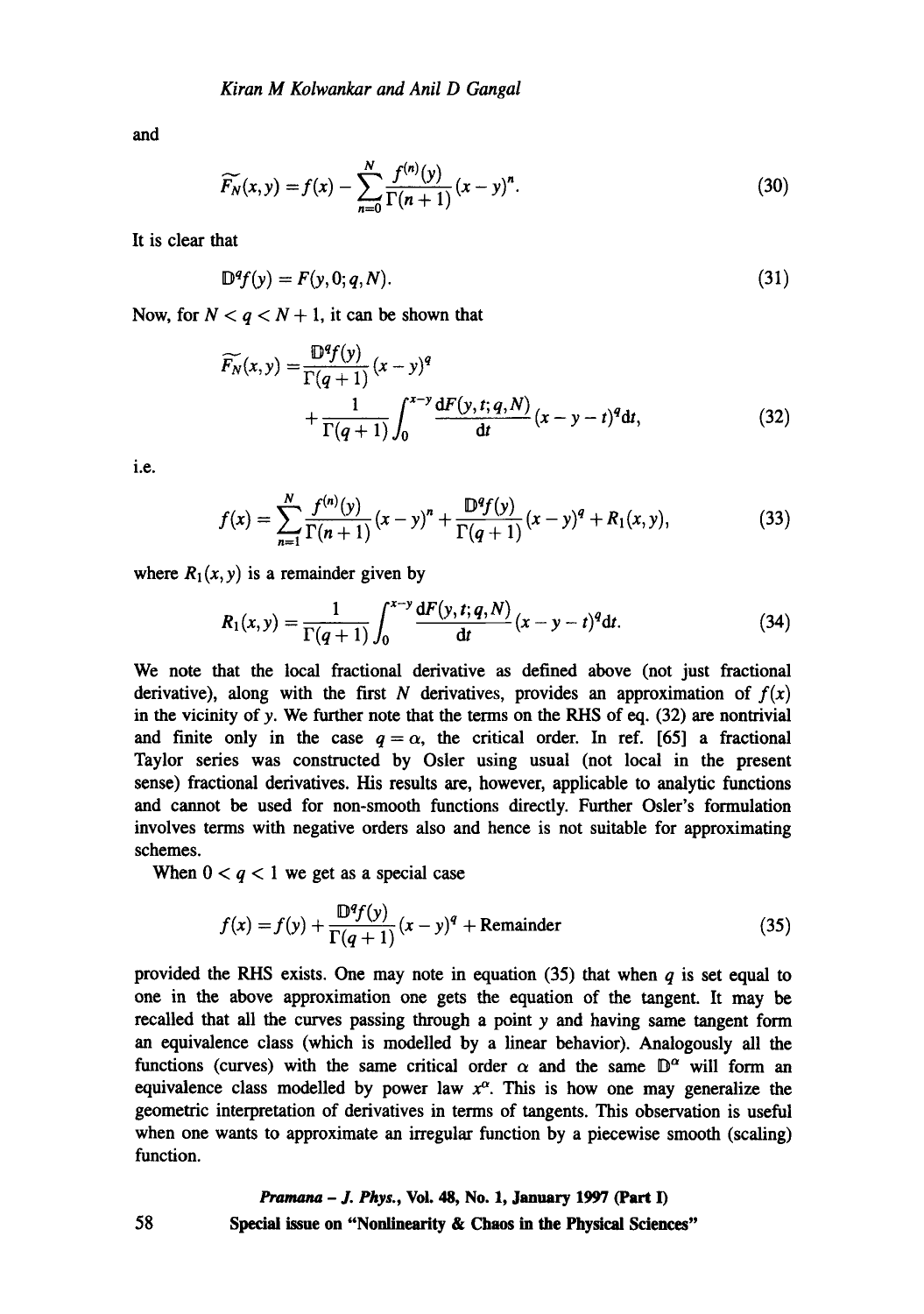and

$$\widetilde{F_N}(x,y) = f(x) - \sum_{n=0}^{N} \frac{f^{(n)}(y)}{\Gamma(n+1)}(x-y)^n. \tag{30}$$

It is clear that

$$\mathbb{D}^q f(y) = F(y,0;q,N). \tag{31}$$

Now, for $N < q < N+1$, it can be shown that

$$\widetilde{F_N}(x,y) = \frac{\mathbb{D}^q f(y)}{\Gamma(q+1)}(x-y)^q + \frac{1}{\Gamma(q+1)}\int_0^{x-y} \frac{\mathrm{d}F(y,t;q,N)}{\mathrm{d}t}(x-y-t)^q \mathrm{d}t, \tag{32}$$

i.e.

$$f(x) = \sum_{n=1}^{N} \frac{f^{(n)}(y)}{\Gamma(n+1)}(x-y)^n + \frac{\mathbb{D}^q f(y)}{\Gamma(q+1)}(x-y)^q + R_1(x,y), \tag{33}$$

where $R_1(x,y)$ is a remainder given by

$$R_1(x,y) = \frac{1}{\Gamma(q+1)}\int_0^{x-y} \frac{\mathrm{d}F(y,t;q,N)}{\mathrm{d}t}(x-y-t)^q \mathrm{d}t. \tag{34}$$

We note that the local fractional derivative as defined above (not just fractional derivative), along with the first $N$ derivatives, provides an approximation of $f(x)$ in the vicinity of $y$. We further note that the terms on the RHS of eq. (32) are nontrivial and finite only in the case $q = \alpha$, the critical order. In ref. [65] a fractional Taylor series was constructed by Osler using usual (not local in the present sense) fractional derivatives. His results are, however, applicable to analytic functions and cannot be used for non-smooth functions directly. Further Osler's formulation involves terms with negative orders also and hence is not suitable for approximating schemes.

When $0 < q < 1$ we get as a special case

$$f(x) = f(y) + \frac{\mathbb{D}^q f(y)}{\Gamma(q+1)}(x-y)^q + \text{Remainder} \tag{35}$$

provided the RHS exists. One may note in equation (35) that when $q$ is set equal to one in the above approximation one gets the equation of the tangent. It may be recalled that all the curves passing through a point $y$ and having same tangent form an equivalence class (which is modelled by a linear behavior). Analogously all the functions (curves) with the same critical order $\alpha$ and the same $\mathbb{D}^\alpha$ will form an equivalence class modelled by power law $x^\alpha$. This is how one may generalize the geometric interpretation of derivatives in terms of tangents. This observation is useful when one wants to approximate an irregular function by a piecewise smooth (scaling) function.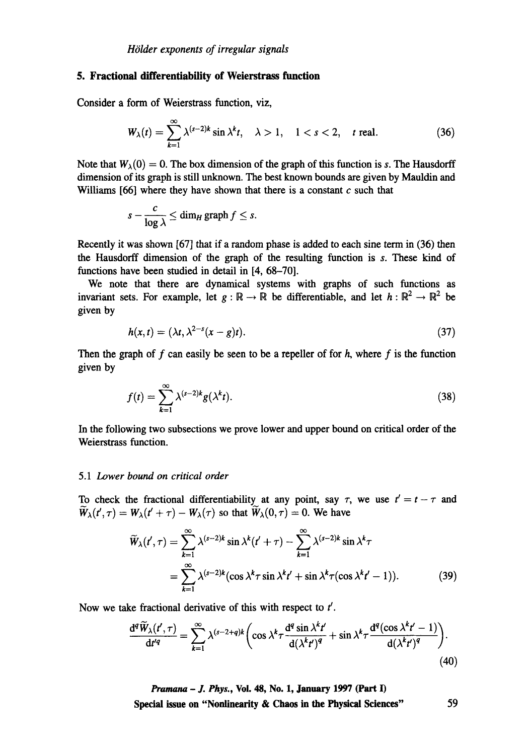## 5. Fractional differentiability of Weierstrass function

Consider a form of Weierstrass function, viz,

$$W_\lambda(t) = \sum_{k=1}^{\infty} \lambda^{(s-2)k} \sin \lambda^k t, \quad \lambda > 1, \quad 1 < s < 2, \quad t \text{ real.} \tag{36}$$

Note that $W_\lambda(0) = 0$. The box dimension of the graph of this function is $s$. The Hausdorff dimension of its graph is still unknown. The best known bounds are given by Mauldin and Williams [66] where they have shown that there is a constant $c$ such that

$$s - \frac{c}{\log \lambda} \leq \dim_H \text{graph} f \leq s.$$

Recently it was shown [67] that if a random phase is added to each sine term in (36) then the Hausdorff dimension of the graph of the resulting function is $s$. These kind of functions have been studied in detail in [4, 68–70].

We note that there are dynamical systems with graphs of such functions as invariant sets. For example, let $g : \mathbb{R} \to \mathbb{R}$ be differentiable, and let $h : \mathbb{R}^2 \to \mathbb{R}^2$ be given by

$$h(x, t) = (\lambda t, \lambda^{2-s}(x - g)t). \tag{37}$$

Then the graph of $f$ can easily be seen to be a repeller of for $h$, where $f$ is the function given by

$$f(t) = \sum_{k=1}^{\infty} \lambda^{(s-2)k} g(\lambda^k t). \tag{38}$$

In the following two subsections we prove lower and upper bound on critical order of the Weierstrass function.

### 5.1 *Lower bound on critical order*

To check the fractional differentiability at any point, say $\tau$, we use $t' = t - \tau$ and $\widetilde{W}_\lambda(t', \tau) = W_\lambda(t' + \tau) - W_\lambda(\tau)$ so that $\widetilde{W}_\lambda(0, \tau) = 0$. We have

$$\begin{aligned}
\widetilde{W}_\lambda(t', \tau) &= \sum_{k=1}^{\infty} \lambda^{(s-2)k} \sin \lambda^k (t' + \tau) - \sum_{k=1}^{\infty} \lambda^{(s-2)k} \sin \lambda^k \tau \\
&= \sum_{k=1}^{\infty} \lambda^{(s-2)k} (\cos \lambda^k \tau \sin \lambda^k t' + \sin \lambda^k \tau (\cos \lambda^k t' - 1)).
\end{aligned} \tag{39}$$

Now we take fractional derivative of this with respect to $t'$.

$$\frac{\mathrm{d}^q \widetilde{W}_\lambda(t', \tau)}{\mathrm{d}t'^q} = \sum_{k=1}^{\infty} \lambda^{(s-2+q)k} \left( \cos \lambda^k \tau \frac{\mathrm{d}^q \sin \lambda^k t'}{\mathrm{d}(\lambda^k t')^q} + \sin \lambda^k \tau \frac{\mathrm{d}^q (\cos \lambda^k t' - 1)}{\mathrm{d}(\lambda^k t')^q} \right). \tag{40}$$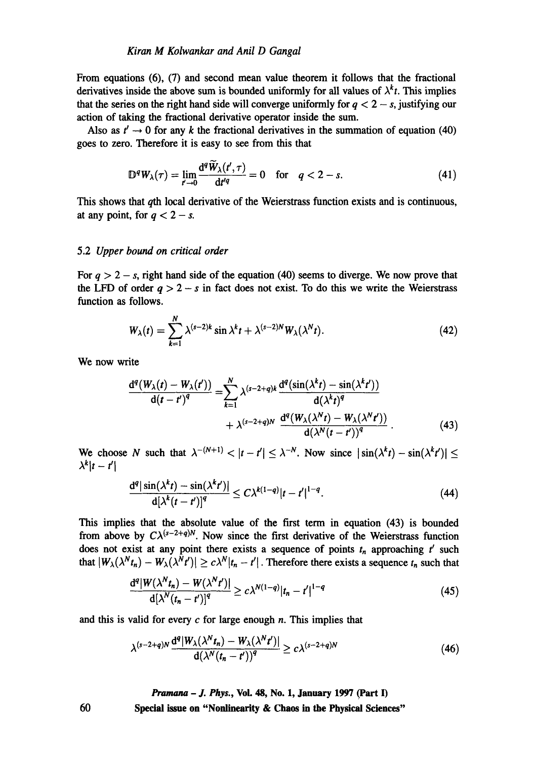From equations (6), (7) and second mean value theorem it follows that the fractional derivatives inside the above sum is bounded uniformly for all values of $\lambda^k t$. This implies that the series on the right hand side will converge uniformly for $q < 2 - s$, justifying our action of taking the fractional derivative operator inside the sum.

Also as $t' \to 0$ for any $k$ the fractional derivatives in the summation of equation (40) goes to zero. Therefore it is easy to see from this that

$$\mathbb{D}^q W_\lambda(\tau) = \lim_{t' \to 0} \frac{\mathrm{d}^q \widetilde{W}_\lambda(t', \tau)}{\mathrm{d}t'^q} = 0 \quad \text{for} \quad q < 2 - s. \tag{41}$$

This shows that $q$th local derivative of the Weierstrass function exists and is continuous, at any point, for $q < 2 - s$.

### 5.2 *Upper bound on critical order*

For $q > 2 - s$, right hand side of the equation (40) seems to diverge. We now prove that the LFD of order $q > 2 - s$ in fact does not exist. To do this we write the Weierstrass function as follows.

$$W_\lambda(t) = \sum_{k=1}^{N} \lambda^{(s-2)k} \sin \lambda^k t + \lambda^{(s-2)N} W_\lambda(\lambda^N t). \tag{42}$$

We now write

$$\begin{aligned}\frac{\mathrm{d}^q (W_\lambda(t) - W_\lambda(t'))}{\mathrm{d}(t - t')^q} =& \sum_{k=1}^{N} \lambda^{(s-2+q)k} \frac{\mathrm{d}^q (\sin(\lambda^k t) - \sin(\lambda^k t'))}{\mathrm{d}(\lambda^k t)^q} \\ &+ \lambda^{(s-2+q)N} \frac{\mathrm{d}^q (W_\lambda(\lambda^N t) - W_\lambda(\lambda^N t'))}{\mathrm{d}(\lambda^N (t - t'))^q}.\end{aligned} \tag{43}$$

We choose $N$ such that $\lambda^{-(N+1)} < |t - t'| \leq \lambda^{-N}$. Now since $|\sin(\lambda^k t) - \sin(\lambda^k t')| \leq \lambda^k |t - t'|$

$$\frac{\mathrm{d}^q |\sin(\lambda^k t) - \sin(\lambda^k t')|}{\mathrm{d}[\lambda^k (t - t')]^q} \leq C \lambda^{k(1-q)} |t - t'|^{1-q}. \tag{44}$$

This implies that the absolute value of the first term in equation (43) is bounded from above by $C\lambda^{(s-2+q)N}$. Now since the first derivative of the Weierstrass function does not exist at any point there exists a sequence of points $t_n$ approaching $t'$ such that $|W_\lambda(\lambda^N t_n) - W_\lambda(\lambda^N t')| \geq c \lambda^N |t_n - t'|$. Therefore there exists a sequence $t_n$ such that

$$\frac{\mathrm{d}^q |W(\lambda^N t_n) - W(\lambda^N t')|}{\mathrm{d}[\lambda^N (t_n - t')]^q} \geq c \lambda^{N(1-q)} |t_n - t'|^{1-q} \tag{45}$$

and this is valid for every $c$ for large enough $n$. This implies that

$$\lambda^{(s-2+q)N} \frac{\mathrm{d}^q |W_\lambda(\lambda^N t_n) - W_\lambda(\lambda^N t')|}{\mathrm{d}(\lambda^N (t_n - t'))^q} \geq c \lambda^{(s-2+q)N} \tag{46}$$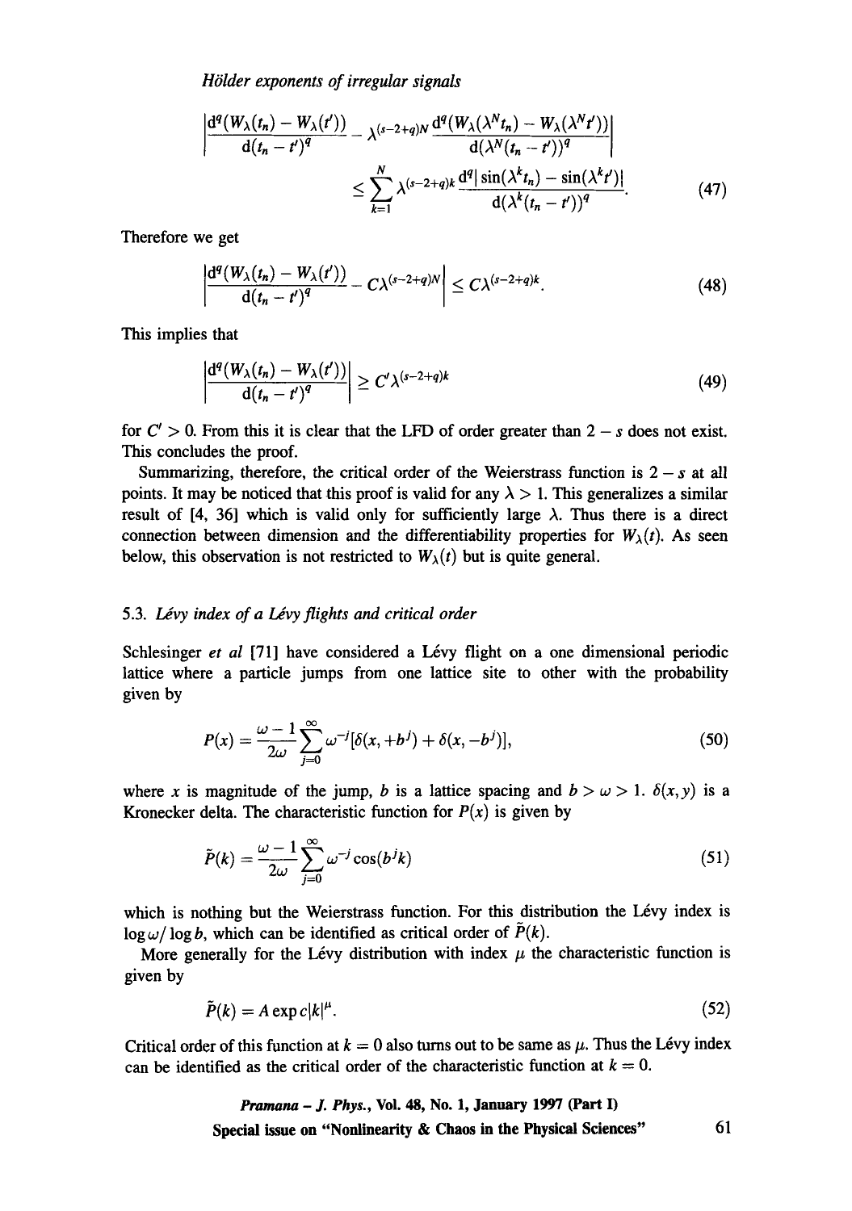$$\left|\frac{\mathrm{d}^q(W_\lambda(t_n) - W_\lambda(t'))}{\mathrm{d}(t_n - t')^q} - \lambda^{(s-2+q)N}\frac{\mathrm{d}^q(W_\lambda(\lambda^N t_n) - W_\lambda(\lambda^N t'))}{\mathrm{d}(\lambda^N(t_n - t'))^q}\right|$$
$$\leq \sum_{k=1}^{N} \lambda^{(s-2+q)k}\frac{\mathrm{d}^q|\sin(\lambda^k t_n) - \sin(\lambda^k t')|}{\mathrm{d}(\lambda^k(t_n - t'))^q}. \tag{47}$$

Therefore we get

$$\left|\frac{\mathrm{d}^q(W_\lambda(t_n) - W_\lambda(t'))}{\mathrm{d}(t_n - t')^q} - C\lambda^{(s-2+q)N}\right| \leq C\lambda^{(s-2+q)k}. \tag{48}$$

This implies that

$$\left|\frac{\mathrm{d}^q(W_\lambda(t_n) - W_\lambda(t'))}{\mathrm{d}(t_n - t')^q}\right| \geq C'\lambda^{(s-2+q)k} \tag{49}$$

for $C' > 0$. From this it is clear that the LFD of order greater than $2 - s$ does not exist. This concludes the proof.

Summarizing, therefore, the critical order of the Weierstrass function is $2 - s$ at all points. It may be noticed that this proof is valid for any $\lambda > 1$. This generalizes a similar result of [4, 36] which is valid only for sufficiently large $\lambda$. Thus there is a direct connection between dimension and the differentiability properties for $W_\lambda(t)$. As seen below, this observation is not restricted to $W_\lambda(t)$ but is quite general.

### 5.3. *Lévy index of a Lévy flights and critical order*

Schlesinger *et al* [71] have considered a Lévy flight on a one dimensional periodic lattice where a particle jumps from one lattice site to other with the probability given by

$$P(x) = \frac{\omega - 1}{2\omega}\sum_{j=0}^{\infty}\omega^{-j}[\delta(x, +b^j) + \delta(x, -b^j)], \tag{50}$$

where $x$ is magnitude of the jump, $b$ is a lattice spacing and $b > \omega > 1$. $\delta(x, y)$ is a Kronecker delta. The characteristic function for $P(x)$ is given by

$$\tilde{P}(k) = \frac{\omega - 1}{2\omega}\sum_{j=0}^{\infty}\omega^{-j}\cos(b^j k) \tag{51}$$

which is nothing but the Weierstrass function. For this distribution the Lévy index is $\log\omega/\log b$, which can be identified as critical order of $\tilde{P}(k)$.

More generally for the Lévy distribution with index $\mu$ the characteristic function is given by

$$\tilde{P}(k) = A\exp c|k|^\mu. \tag{52}$$

Critical order of this function at $k = 0$ also turns out to be same as $\mu$. Thus the Lévy index can be identified as the critical order of the characteristic function at $k = 0$.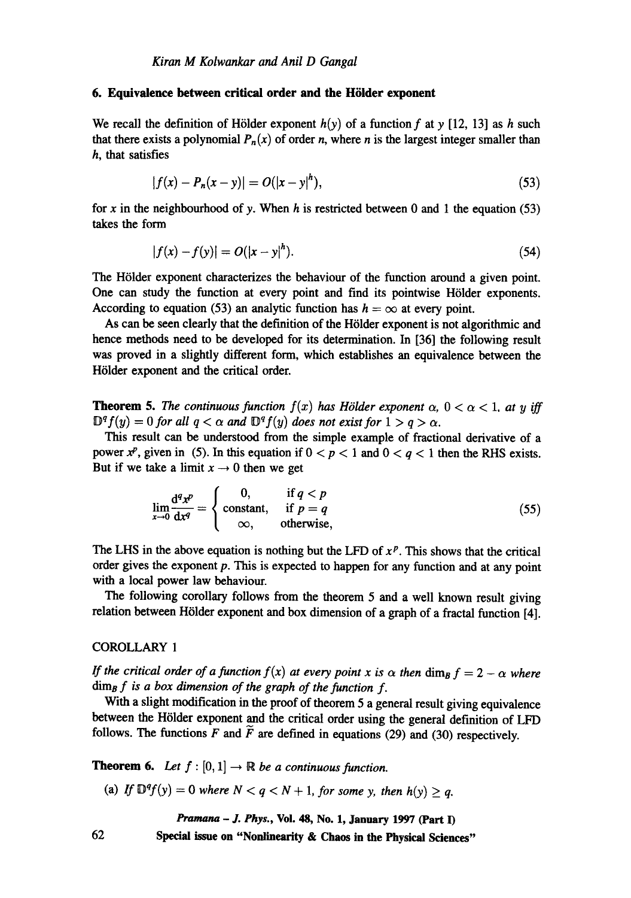## 6. Equivalence between critical order and the Hölder exponent

We recall the definition of Hölder exponent $h(y)$ of a function $f$ at $y$ [12, 13] as $h$ such that there exists a polynomial $P_n(x)$ of order $n$, where $n$ is the largest integer smaller than $h$, that satisfies

$$|f(x) - P_n(x-y)| = O(|x-y|^h), \tag{53}$$

for $x$ in the neighbourhood of $y$. When $h$ is restricted between 0 and 1 the equation (53) takes the form

$$|f(x) - f(y)| = O(|x-y|^h). \tag{54}$$

The Hölder exponent characterizes the behaviour of the function around a given point. One can study the function at every point and find its pointwise Hölder exponents. According to equation (53) an analytic function has $h = \infty$ at every point.

As can be seen clearly that the definition of the Hölder exponent is not algorithmic and hence methods need to be developed for its determination. In [36] the following result was proved in a slightly different form, which establishes an equivalence between the Hölder exponent and the critical order.

**Theorem 5.** *The continuous function $f(x)$ has Hölder exponent $\alpha$, $0 < \alpha < 1$, at $y$ iff $\mathbb{D}^q f(y) = 0$ for all $q < \alpha$ and $\mathbb{D}^q f(y)$ does not exist for $1 > q > \alpha$.*

This result can be understood from the simple example of fractional derivative of a power $x^p$, given in (5). In this equation if $0 < p < 1$ and $0 < q < 1$ then the RHS exists. But if we take a limit $x \to 0$ then we get

$$\lim_{x\to 0} \frac{\mathrm{d}^q x^p}{\mathrm{d}x^q} = \begin{cases} 0, & \text{if } q < p \\ \text{constant}, & \text{if } p = q \\ \infty, & \text{otherwise,} \end{cases} \tag{55}$$

The LHS in the above equation is nothing but the LFD of $x^p$. This shows that the critical order gives the exponent $p$. This is expected to happen for any function and at any point with a local power law behaviour.

The following corollary follows from the theorem 5 and a well known result giving relation between Hölder exponent and box dimension of a graph of a fractal function [4].

COROLLARY 1

*If the critical order of a function $f(x)$ at every point $x$ is $\alpha$ then $\dim_B f = 2 - \alpha$ where $\dim_B f$ is a box dimension of the graph of the function $f$.*

With a slight modification in the proof of theorem 5 a general result giving equivalence between the Hölder exponent and the critical order using the general definition of LFD follows. The functions $F$ and $\widetilde{F}$ are defined in equations (29) and (30) respectively.

**Theorem 6.** *Let $f : [0, 1] \to \mathbb{R}$ be a continuous function.*

(a) *If $\mathbb{D}^q f(y) = 0$ where $N < q < N+1$, for some $y$, then $h(y) \geq q$.*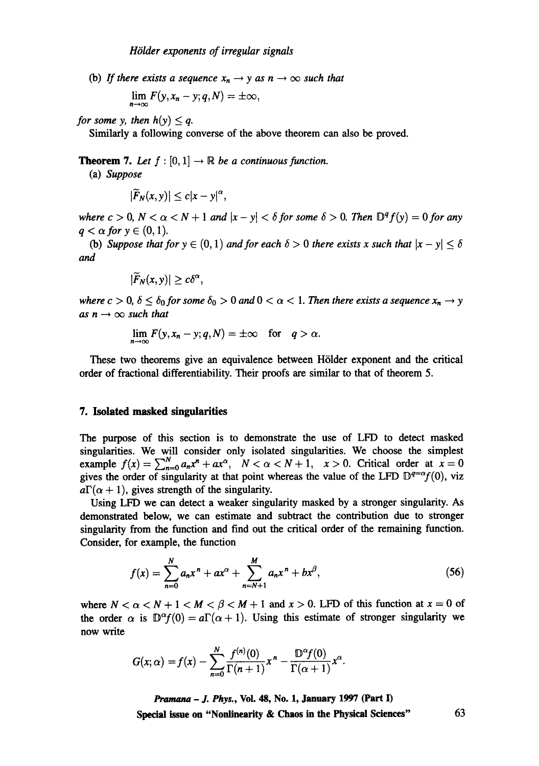(b) *If there exists a sequence $x_n \to y$ as $n \to \infty$ such that*

$$\lim_{n\to\infty} F(y, x_n - y; q, N) = \pm\infty,$$

*for some $y$, then $h(y) \le q$.*

Similarly a following converse of the above theorem can also be proved.

**Theorem 7.** *Let $f : [0,1] \to \mathbb{R}$ be a continuous function.*

(a) *Suppose*

$$|\widetilde{F}_N(x,y)| \le c|x-y|^\alpha,$$

*where $c > 0$, $N < \alpha < N+1$ and $|x-y| < \delta$ for some $\delta > 0$. Then $\mathbb{D}^q f(y) = 0$ for any $q < \alpha$ for $y \in (0,1)$.*

(b) *Suppose that for $y \in (0,1)$ and for each $\delta > 0$ there exists $x$ such that $|x-y| \le \delta$ and*

$$|\widetilde{F}_N(x,y)| \ge c\delta^\alpha,$$

*where $c > 0$, $\delta \le \delta_0$ for some $\delta_0 > 0$ and $0 < \alpha < 1$. Then there exists a sequence $x_n \to y$ as $n \to \infty$ such that*

$$\lim_{n\to\infty} F(y, x_n - y; q, N) = \pm\infty \quad \text{for} \quad q > \alpha.$$

These two theorems give an equivalence between Hölder exponent and the critical order of fractional differentiability. Their proofs are similar to that of theorem 5.

## 7. Isolated masked singularities

The purpose of this section is to demonstrate the use of LFD to detect masked singularities. We will consider only isolated singularities. We choose the simplest example $f(x) = \sum_{n=0}^{N} a_n x^n + a x^\alpha$, $N < \alpha < N+1$, $x > 0$. Critical order at $x = 0$ gives the order of singularity at that point whereas the value of the LFD $\mathbb{D}^{q=\alpha} f(0)$, viz $a\Gamma(\alpha+1)$, gives strength of the singularity.

Using LFD we can detect a weaker singularity masked by a stronger singularity. As demonstrated below, we can estimate and subtract the contribution due to stronger singularity from the function and find out the critical order of the remaining function. Consider, for example, the function

$$f(x) = \sum_{n=0}^{N} a_n x^n + a x^\alpha + \sum_{n=N+1}^{M} a_n x^n + b x^\beta, \tag{56}$$

where $N < \alpha < N+1 < M < \beta < M+1$ and $x > 0$. LFD of this function at $x = 0$ of the order $\alpha$ is $\mathbb{D}^\alpha f(0) = a\Gamma(\alpha+1)$. Using this estimate of stronger singularity we now write

$$G(x;\alpha) = f(x) - \sum_{n=0}^{N} \frac{f^{(n)}(0)}{\Gamma(n+1)} x^n - \frac{\mathbb{D}^\alpha f(0)}{\Gamma(\alpha+1)} x^\alpha.$$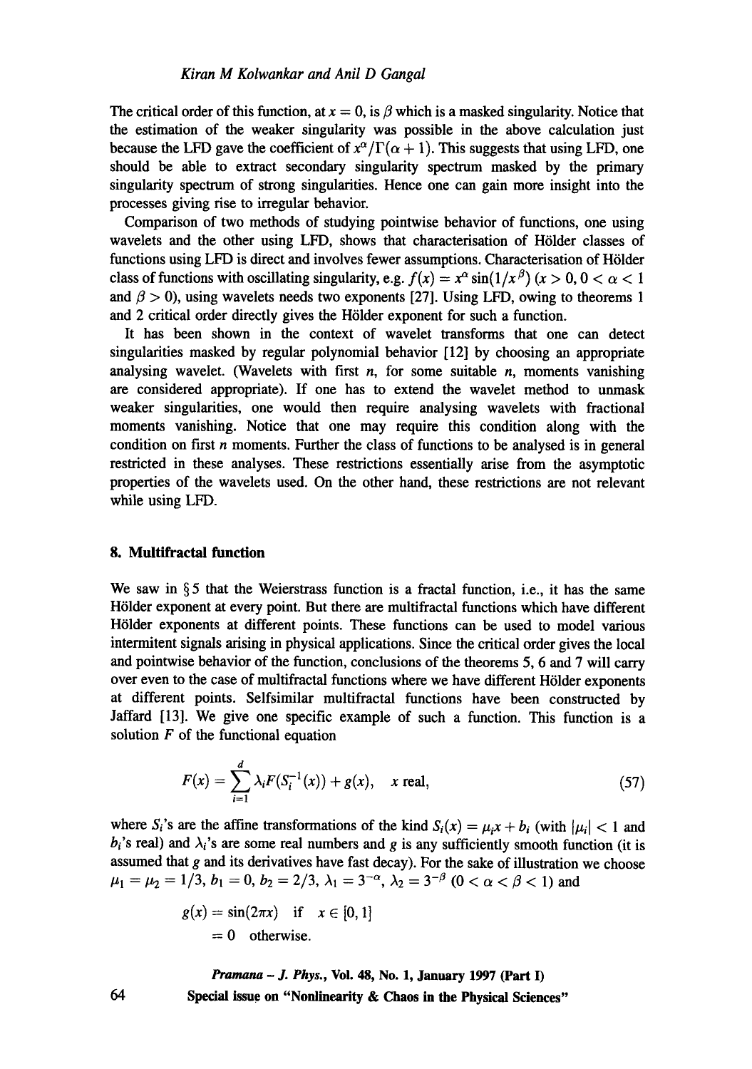The critical order of this function, at $x = 0$, is $\beta$ which is a masked singularity. Notice that the estimation of the weaker singularity was possible in the above calculation just because the LFD gave the coefficient of $x^\alpha/\Gamma(\alpha+1)$. This suggests that using LFD, one should be able to extract secondary singularity spectrum masked by the primary singularity spectrum of strong singularities. Hence one can gain more insight into the processes giving rise to irregular behavior.

Comparison of two methods of studying pointwise behavior of functions, one using wavelets and the other using LFD, shows that characterisation of Hölder classes of functions using LFD is direct and involves fewer assumptions. Characterisation of Hölder class of functions with oscillating singularity, e.g. $f(x) = x^\alpha \sin(1/x^\beta)$ ($x > 0, 0 < \alpha < 1$ and $\beta > 0$), using wavelets needs two exponents [27]. Using LFD, owing to theorems 1 and 2 critical order directly gives the Hölder exponent for such a function.

It has been shown in the context of wavelet transforms that one can detect singularities masked by regular polynomial behavior [12] by choosing an appropriate analysing wavelet. (Wavelets with first $n$, for some suitable $n$, moments vanishing are considered appropriate). If one has to extend the wavelet method to unmask weaker singularities, one would then require analysing wavelets with fractional moments vanishing. Notice that one may require this condition along with the condition on first $n$ moments. Further the class of functions to be analysed is in general restricted in these analyses. These restrictions essentially arise from the asymptotic properties of the wavelets used. On the other hand, these restrictions are not relevant while using LFD.

## 8. Multifractal function

We saw in § 5 that the Weierstrass function is a fractal function, i.e., it has the same Hölder exponent at every point. But there are multifractal functions which have different Hölder exponents at different points. These functions can be used to model various intermitent signals arising in physical applications. Since the critical order gives the local and pointwise behavior of the function, conclusions of the theorems 5, 6 and 7 will carry over even to the case of multifractal functions where we have different Hölder exponents at different points. Selfsimilar multifractal functions have been constructed by Jaffard [13]. We give one specific example of such a function. This function is a solution $F$ of the functional equation

$$F(x) = \sum_{i=1}^{d} \lambda_i F(S_i^{-1}(x)) + g(x), \quad x \text{ real}, \tag{57}$$

where $S_i$'s are the affine transformations of the kind $S_i(x) = \mu_i x + b_i$ (with $|\mu_i| < 1$ and $b_i$'s real) and $\lambda_i$'s are some real numbers and $g$ is any sufficiently smooth function (it is assumed that $g$ and its derivatives have fast decay). For the sake of illustration we choose $\mu_1 = \mu_2 = 1/3$, $b_1 = 0$, $b_2 = 2/3$, $\lambda_1 = 3^{-\alpha}$, $\lambda_2 = 3^{-\beta}$ ($0 < \alpha < \beta < 1$) and

$$\begin{aligned} g(x) &= \sin(2\pi x) \quad \text{if} \quad x \in [0,1] \\ &= 0 \quad \text{otherwise.} \end{aligned}$$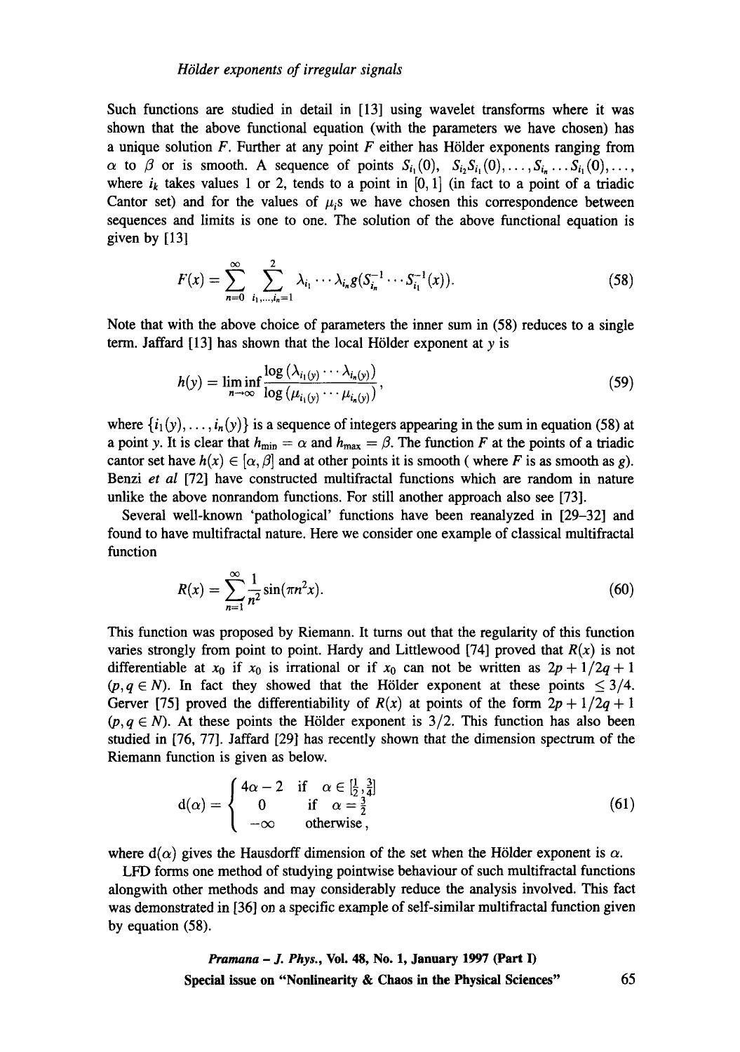Such functions are studied in detail in [13] using wavelet transforms where it was shown that the above functional equation (with the parameters we have chosen) has a unique solution $F$. Further at any point $F$ either has Hölder exponents ranging from $\alpha$ to $\beta$ or is smooth. A sequence of points $S_{i_1}(0)$, $S_{i_2}S_{i_1}(0), \ldots, S_{i_n}\cdots S_{i_1}(0), \ldots$, where $i_k$ takes values 1 or 2, tends to a point in $[0,1]$ (in fact to a point of a triadic Cantor set) and for the values of $\mu_i$s we have chosen this correspondence between sequences and limits is one to one. The solution of the above functional equation is given by [13]

$$F(x) = \sum_{n=0}^{\infty} \sum_{i_1,\ldots,i_n=1}^{2} \lambda_{i_1} \cdots \lambda_{i_n} g(S_{i_n}^{-1} \cdots S_{i_1}^{-1}(x)). \tag{58}$$

Note that with the above choice of parameters the inner sum in (58) reduces to a single term. Jaffard [13] has shown that the local Hölder exponent at $y$ is

$$h(y) = \liminf_{n\to\infty} \frac{\log(\lambda_{i_1(y)} \cdots \lambda_{i_n(y)})}{\log(\mu_{i_1(y)} \cdots \mu_{i_n(y)})}, \tag{59}$$

where $\{i_1(y), \ldots, i_n(y)\}$ is a sequence of integers appearing in the sum in equation (58) at a point $y$. It is clear that $h_{\min} = \alpha$ and $h_{\max} = \beta$. The function $F$ at the points of a triadic cantor set have $h(x) \in [\alpha, \beta]$ and at other points it is smooth ( where $F$ is as smooth as $g$). Benzi *et al* [72] have constructed multifractal functions which are random in nature unlike the above nonrandom functions. For still another approach also see [73].

Several well-known 'pathological' functions have been reanalyzed in [29–32] and found to have multifractal nature. Here we consider one example of classical multifractal function

$$R(x) = \sum_{n=1}^{\infty} \frac{1}{n^2} \sin(\pi n^2 x). \tag{60}$$

This function was proposed by Riemann. It turns out that the regularity of this function varies strongly from point to point. Hardy and Littlewood [74] proved that $R(x)$ is not differentiable at $x_0$ if $x_0$ is irrational or if $x_0$ can not be written as $2p + 1/2q + 1$ ($p, q \in N$). In fact they showed that the Hölder exponent at these points $\leq 3/4$. Gerver [75] proved the differentiability of $R(x)$ at points of the form $2p + 1/2q + 1$ ($p, q \in N$). At these points the Hölder exponent is $3/2$. This function has also been studied in [76, 77]. Jaffard [29] has recently shown that the dimension spectrum of the Riemann function is given as below.

$$\mathrm{d}(\alpha) = \begin{cases} 4\alpha - 2 & \text{if} \quad \alpha \in [\frac{1}{2}, \frac{3}{4}] \\ 0 & \text{if} \quad \alpha = \frac{3}{2} \\ -\infty & \text{otherwise}, \end{cases} \tag{61}$$

where $\mathrm{d}(\alpha)$ gives the Hausdorff dimension of the set when the Hölder exponent is $\alpha$.

LFD forms one method of studying pointwise behaviour of such multifractal functions alongwith other methods and may considerably reduce the analysis involved. This fact was demonstrated in [36] on a specific example of self-similar multifractal function given by equation (58).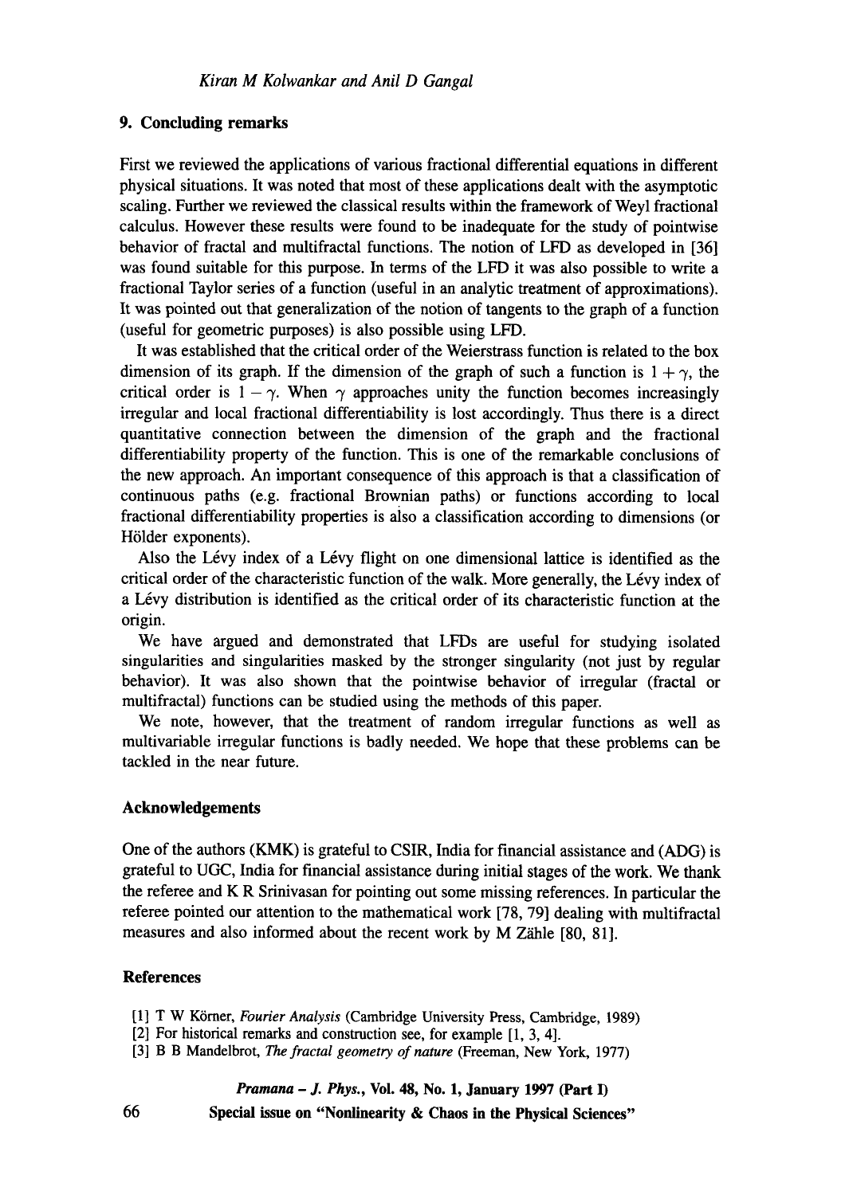## 9. Concluding remarks

First we reviewed the applications of various fractional differential equations in different physical situations. It was noted that most of these applications dealt with the asymptotic scaling. Further we reviewed the classical results within the framework of Weyl fractional calculus. However these results were found to be inadequate for the study of pointwise behavior of fractal and multifractal functions. The notion of LFD as developed in [36] was found suitable for this purpose. In terms of the LFD it was also possible to write a fractional Taylor series of a function (useful in an analytic treatment of approximations). It was pointed out that generalization of the notion of tangents to the graph of a function (useful for geometric purposes) is also possible using LFD.

It was established that the critical order of the Weierstrass function is related to the box dimension of its graph. If the dimension of the graph of such a function is $1 + \gamma$, the critical order is $1 - \gamma$. When $\gamma$ approaches unity the function becomes increasingly irregular and local fractional differentiability is lost accordingly. Thus there is a direct quantitative connection between the dimension of the graph and the fractional differentiability property of the function. This is one of the remarkable conclusions of the new approach. An important consequence of this approach is that a classification of continuous paths (e.g. fractional Brownian paths) or functions according to local fractional differentiability properties is also a classification according to dimensions (or Hölder exponents).

Also the Lévy index of a Lévy flight on one dimensional lattice is identified as the critical order of the characteristic function of the walk. More generally, the Lévy index of a Lévy distribution is identified as the critical order of its characteristic function at the origin.

We have argued and demonstrated that LFDs are useful for studying isolated singularities and singularities masked by the stronger singularity (not just by regular behavior). It was also shown that the pointwise behavior of irregular (fractal or multifractal) functions can be studied using the methods of this paper.

We note, however, that the treatment of random irregular functions as well as multivariable irregular functions is badly needed. We hope that these problems can be tackled in the near future.

### Acknowledgements

One of the authors (KMK) is grateful to CSIR, India for financial assistance and (ADG) is grateful to UGC, India for financial assistance during initial stages of the work. We thank the referee and K R Srinivasan for pointing out some missing references. In particular the referee pointed our attention to the mathematical work [78, 79] dealing with multifractal measures and also informed about the recent work by M Zähle [80, 81].

### References

[1] T W Körner, *Fourier Analysis* (Cambridge University Press, Cambridge, 1989)
[2] For historical remarks and construction see, for example [1, 3, 4].
[3] B B Mandelbrot, *The fractal geometry of nature* (Freeman, New York, 1977)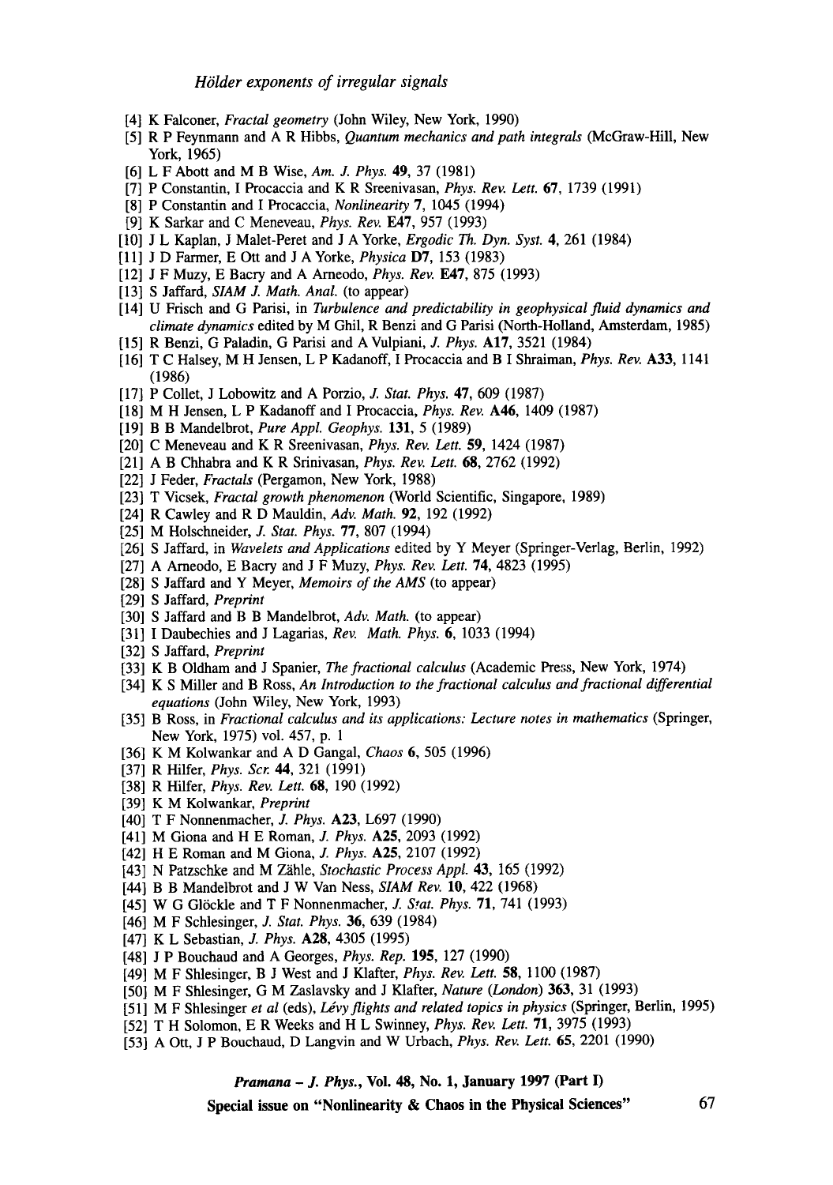[4] K Falconer, *Fractal geometry* (John Wiley, New York, 1990)

[5] R P Feynmann and A R Hibbs, *Quantum mechanics and path integrals* (McGraw-Hill, New York, 1965)

[6] L F Abott and M B Wise, *Am. J. Phys.* **49**, 37 (1981)

[7] P Constantin, I Procaccia and K R Sreenivasan, *Phys. Rev. Lett.* **67**, 1739 (1991)

[8] P Constantin and I Procaccia, *Nonlinearity* **7**, 1045 (1994)

[9] K Sarkar and C Meneveau, *Phys. Rev.* **E47**, 957 (1993)

[10] J L Kaplan, J Malet-Peret and J A Yorke, *Ergodic Th. Dyn. Syst.* **4**, 261 (1984)

[11] J D Farmer, E Ott and J A Yorke, *Physica* **D7**, 153 (1983)

[12] J F Muzy, E Bacry and A Arneodo, *Phys. Rev.* **E47**, 875 (1993)

[13] S Jaffard, *SIAM J. Math. Anal.* (to appear)

[14] U Frisch and G Parisi, in *Turbulence and predictability in geophysical fluid dynamics and climate dynamics* edited by M Ghil, R Benzi and G Parisi (North-Holland, Amsterdam, 1985)

[15] R Benzi, G Paladin, G Parisi and A Vulpiani, *J. Phys.* **A17**, 3521 (1984)

[16] T C Halsey, M H Jensen, L P Kadanoff, I Procaccia and B I Shraiman, *Phys. Rev.* **A33**, 1141 (1986)

[17] P Collet, J Lobowitz and A Porzio, *J. Stat. Phys.* **47**, 609 (1987)

[18] M H Jensen, L P Kadanoff and I Procaccia, *Phys. Rev.* **A46**, 1409 (1987)

[19] B B Mandelbrot, *Pure Appl. Geophys.* **131**, 5 (1989)

[20] C Meneveau and K R Sreenivasan, *Phys. Rev. Lett.* **59**, 1424 (1987)

[21] A B Chhabra and K R Srinivasan, *Phys. Rev. Lett.* **68**, 2762 (1992)

[22] J Feder, *Fractals* (Pergamon, New York, 1988)

[23] T Vicsek, *Fractal growth phenomenon* (World Scientific, Singapore, 1989)

[24] R Cawley and R D Mauldin, *Adv. Math.* **92**, 192 (1992)

[25] M Holschneider, *J. Stat. Phys.* **77**, 807 (1994)

[26] S Jaffard, in *Wavelets and Applications* edited by Y Meyer (Springer-Verlag, Berlin, 1992)

[27] A Arneodo, E Bacry and J F Muzy, *Phys. Rev. Lett.* **74**, 4823 (1995)

[28] S Jaffard and Y Meyer, *Memoirs of the AMS* (to appear)

[29] S Jaffard, *Preprint*

[30] S Jaffard and B B Mandelbrot, *Adv. Math.* (to appear)

[31] I Daubechies and J Lagarias, *Rev. Math. Phys.* **6**, 1033 (1994)

[32] S Jaffard, *Preprint*

[33] K B Oldham and J Spanier, *The fractional calculus* (Academic Press, New York, 1974)

[34] K S Miller and B Ross, *An Introduction to the fractional calculus and fractional differential equations* (John Wiley, New York, 1993)

[35] B Ross, in *Fractional calculus and its applications: Lecture notes in mathematics* (Springer, New York, 1975) vol. 457, p. 1

[36] K M Kolwankar and A D Gangal, *Chaos* **6**, 505 (1996)

[37] R Hilfer, *Phys. Scr.* **44**, 321 (1991)

[38] R Hilfer, *Phys. Rev. Lett.* **68**, 190 (1992)

[39] K M Kolwankar, *Preprint*

[40] T F Nonnenmacher, *J. Phys.* **A23**, L697 (1990)

[41] M Giona and H E Roman, *J. Phys.* **A25**, 2093 (1992)

[42] H E Roman and M Giona, *J. Phys.* **A25**, 2107 (1992)

[43] N Patzschke and M Zähle, *Stochastic Process Appl.* **43**, 165 (1992)

[44] B B Mandelbrot and J W Van Ness, *SIAM Rev.* **10**, 422 (1968)

[45] W G Glöckle and T F Nonnenmacher, *J. Stat. Phys.* **71**, 741 (1993)

[46] M F Schlesinger, *J. Stat. Phys.* **36**, 639 (1984)

[47] K L Sebastian, *J. Phys.* **A28**, 4305 (1995)

[48] J P Bouchaud and A Georges, *Phys. Rep.* **195**, 127 (1990)

[49] M F Shlesinger, B J West and J Klafter, *Phys. Rev. Lett.* **58**, 1100 (1987)

[50] M F Shlesinger, G M Zaslavsky and J Klafter, *Nature (London)* **363**, 31 (1993)

[51] M F Shlesinger *et al* (eds), *Lévy flights and related topics in physics* (Springer, Berlin, 1995)

[52] T H Solomon, E R Weeks and H L Swinney, *Phys. Rev. Lett.* **71**, 3975 (1993)

[53] A Ott, J P Bouchaud, D Langvin and W Urbach, *Phys. Rev. Lett.* **65**, 2201 (1990)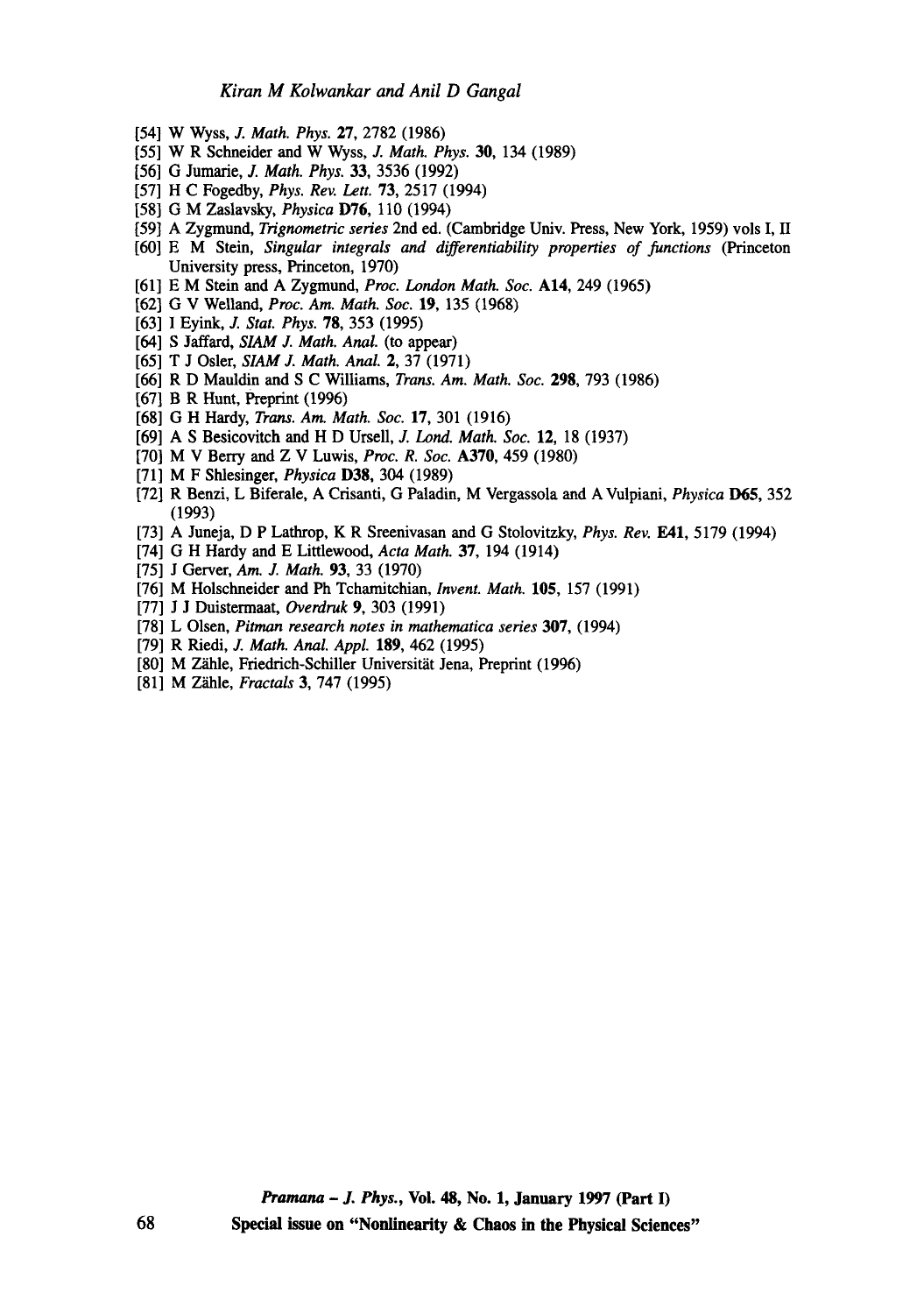[54] W Wyss, *J. Math. Phys.* **27**, 2782 (1986)
[55] W R Schneider and W Wyss, *J. Math. Phys.* **30**, 134 (1989)
[56] G Jumarie, *J. Math. Phys.* **33**, 3536 (1992)
[57] H C Fogedby, *Phys. Rev. Lett.* **73**, 2517 (1994)
[58] G M Zaslavsky, *Physica* **D76**, 110 (1994)
[59] A Zygmund, *Trignometric series* 2nd ed. (Cambridge Univ. Press, New York, 1959) vols I, II
[60] E M Stein, *Singular integrals and differentiability properties of functions* (Princeton University press, Princeton, 1970)
[61] E M Stein and A Zygmund, *Proc. London Math. Soc.* **A14**, 249 (1965)
[62] G V Welland, *Proc. Am. Math. Soc.* **19**, 135 (1968)
[63] I Eyink, *J. Stat. Phys.* **78**, 353 (1995)
[64] S Jaffard, *SIAM J. Math. Anal.* (to appear)
[65] T J Osler, *SIAM J. Math. Anal.* **2**, 37 (1971)
[66] R D Mauldin and S C Williams, *Trans. Am. Math. Soc.* **298**, 793 (1986)
[67] B R Hunt, Preprint (1996)
[68] G H Hardy, *Trans. Am. Math. Soc.* **17**, 301 (1916)
[69] A S Besicovitch and H D Ursell, *J. Lond. Math. Soc.* **12**, 18 (1937)
[70] M V Berry and Z V Luwis, *Proc. R. Soc.* **A370**, 459 (1980)
[71] M F Shlesinger, *Physica* **D38**, 304 (1989)
[72] R Benzi, L Biferale, A Crisanti, G Paladin, M Vergassola and A Vulpiani, *Physica* **D65**, 352 (1993)
[73] A Juneja, D P Lathrop, K R Sreenivasan and G Stolovitzky, *Phys. Rev.* **E41**, 5179 (1994)
[74] G H Hardy and E Littlewood, *Acta Math.* **37**, 194 (1914)
[75] J Gerver, *Am. J. Math.* **93**, 33 (1970)
[76] M Holschneider and Ph Tchamitchian, *Invent. Math.* **105**, 157 (1991)
[77] J J Duistermaat, *Overdruk* **9**, 303 (1991)
[78] L Olsen, *Pitman research notes in mathematica series* **307**, (1994)
[79] R Riedi, *J. Math. Anal. Appl.* **189**, 462 (1995)
[80] M Zähle, Friedrich-Schiller Universität Jena, Preprint (1996)
[81] M Zähle, *Fractals* **3**, 747 (1995)